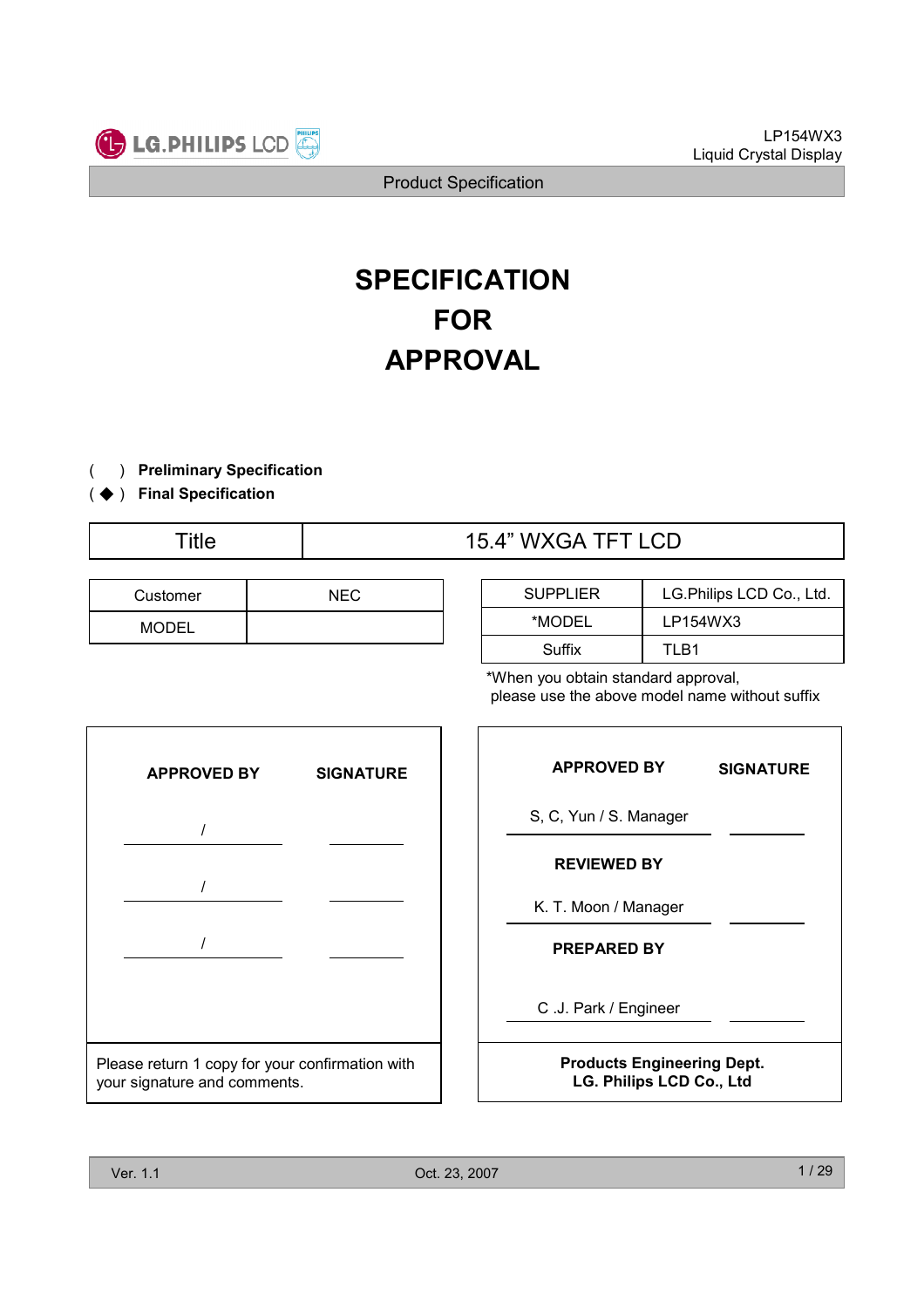# SPECIFICATION FOR APPROVAL

( ) **Preliminary Specification**
( ◆ ) **Final Specification**

| Title | 15.4” WXGA TFT LCD |
|---|---|

| Customer | NEC |
|---|---|
| MODEL | |

| SUPPLIER | LG.Philips LCD Co., Ltd. |
|---|---|
| *MODEL | LP154WX3 |
| Suffix | TLB1 |

*When you obtain standard approval, please use the above model name without suffix

| APPROVED BY | SIGNATURE |
|---|---|
| / | |
| / | |
| / | |

Please return 1 copy for your confirmation with your signature and comments.

| APPROVED BY | SIGNATURE |
|---|---|
| S, C, Yun / S. Manager | |
| **REVIEWED BY** | |
| K. T. Moon / Manager | |
| **PREPARED BY** | |
| C .J. Park / Engineer | |

**Products Engineering Dept.**
**LG. Philips LCD Co., Ltd**

Ver. 1.1 Oct. 23, 2007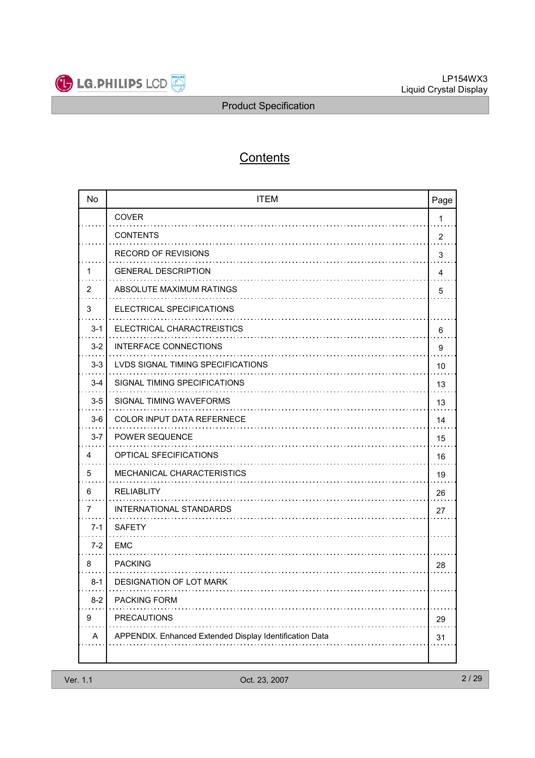# Contents

| No | ITEM | Page |
|---|---|---|
| | COVER | 1 |
| | CONTENTS | 2 |
| | RECORD OF REVISIONS | 3 |
| 1 | GENERAL DESCRIPTION | 4 |
| 2 | ABSOLUTE MAXIMUM RATINGS | 5 |
| 3 | ELECTRICAL SPECIFICATIONS | |
| 3-1 | ELECTRICAL CHARACTREISTICS | 6 |
| 3-2 | INTERFACE CONNECTIONS | 9 |
| 3-3 | LVDS SIGNAL TIMING SPECIFICATIONS | 10 |
| 3-4 | SIGNAL TIMING SPECIFICATIONS | 13 |
| 3-5 | SIGNAL TIMING WAVEFORMS | 13 |
| 3-6 | COLOR INPUT DATA REFERNECE | 14 |
| 3-7 | POWER SEQUENCE | 15 |
| 4 | OPTICAL SFECIFICATIONS | 16 |
| 5 | MECHANICAL CHARACTERISTICS | 19 |
| 6 | RELIABLITY | 26 |
| 7 | INTERNATIONAL STANDARDS | 27 |
| 7-1 | SAFETY | |
| 7-2 | EMC | |
| 8 | PACKING | 28 |
| 8-1 | DESIGNATION OF LOT MARK | |
| 8-2 | PACKING FORM | |
| 9 | PRECAUTIONS | 29 |
| A | APPENDIX. Enhanced Extended Display Identification Data | 31 |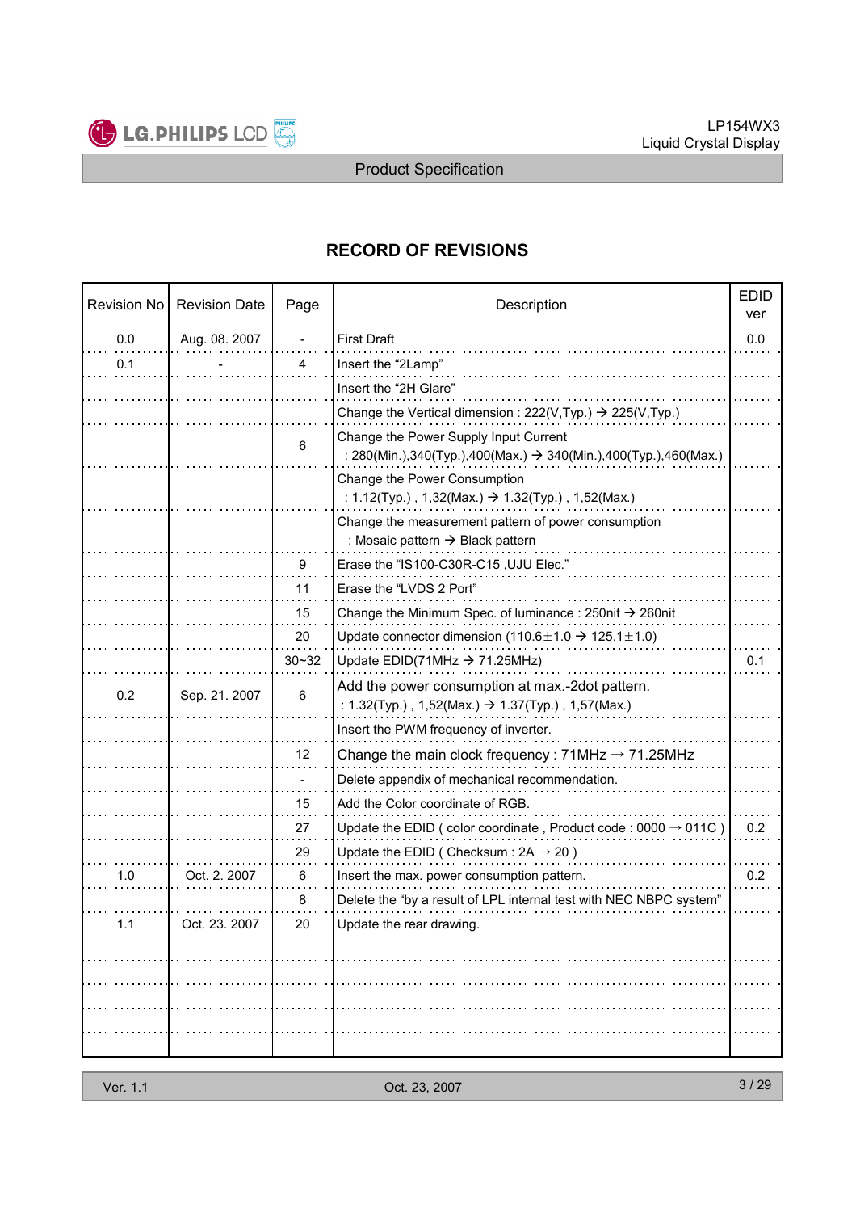# RECORD OF REVISIONS

| Revision No | Revision Date | Page | Description | EDID ver |
|---|---|---|---|---|
| 0.0 | Aug. 08. 2007 | - | First Draft | 0.0 |
| 0.1 | - | 4 | Insert the "2Lamp" | |
| | | | Insert the "2H Glare" | |
| | | | Change the Vertical dimension : 222(V,Typ.) → 225(V,Typ.) | |
| | | 6 | Change the Power Supply Input Current<br>: 280(Min.),340(Typ.),400(Max.) → 340(Min.),400(Typ.),460(Max.) | |
| | | | Change the Power Consumption<br>: 1.12(Typ.) , 1,32(Max.) → 1.32(Typ.) , 1,52(Max.) | |
| | | | Change the measurement pattern of power consumption<br>: Mosaic pattern → Black pattern | |
| | | 9 | Erase the "IS100-C30R-C15 ,UJU Elec." | |
| | | 11 | Erase the "LVDS 2 Port" | |
| | | 15 | Change the Minimum Spec. of luminance : 250nit → 260nit | |
| | | 20 | Update connector dimension (110.6±1.0 → 125.1±1.0) | |
| | | 30~32 | Update EDID(71MHz → 71.25MHz) | 0.1 |
| 0.2 | Sep. 21. 2007 | 6 | Add the power consumption at max.-2dot pattern.<br>: 1.32(Typ.) , 1,52(Max.) → 1.37(Typ.) , 1,57(Max.) | |
| | | | Insert the PWM frequency of inverter. | |
| | | 12 | Change the main clock frequency : 71MHz → 71.25MHz | |
| | | - | Delete appendix of mechanical recommendation. | |
| | | 15 | Add the Color coordinate of RGB. | |
| | | 27 | Update the EDID ( color coordinate , Product code : 0000 → 011C ) | 0.2 |
| | | 29 | Update the EDID ( Checksum : 2A → 20 ) | |
| 1.0 | Oct. 2. 2007 | 6 | Insert the max. power consumption pattern. | 0.2 |
| | | 8 | Delete the "by a result of LPL internal test with NEC NBPC system" | |
| 1.1 | Oct. 23. 2007 | 20 | Update the rear drawing. | |
| | | | | |
| | | | | |
| | | | | |
| | | | | |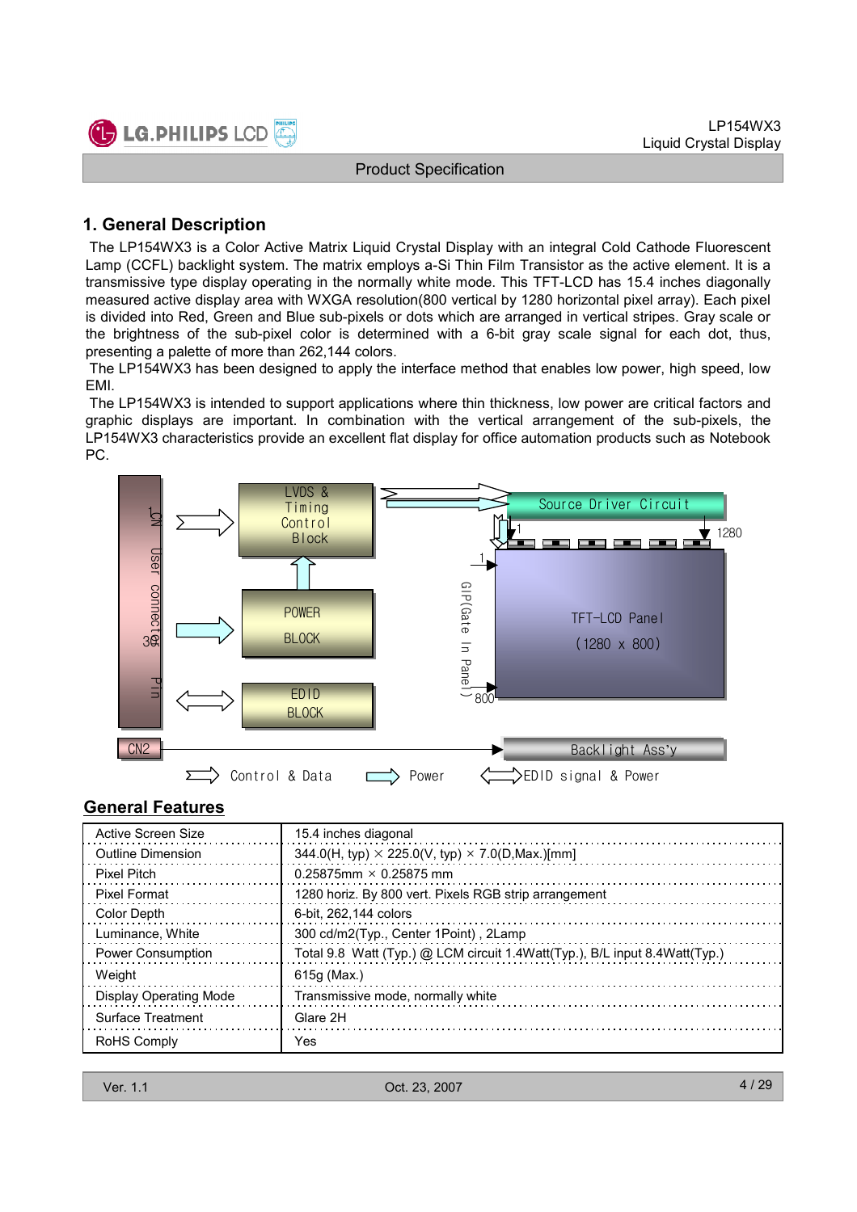## 1. General Description

The LP154WX3 is a Color Active Matrix Liquid Crystal Display with an integral Cold Cathode Fluorescent Lamp (CCFL) backlight system. The matrix employs a-Si Thin Film Transistor as the active element. It is a transmissive type display operating in the normally white mode. This TFT-LCD has 15.4 inches diagonally measured active display area with WXGA resolution(800 vertical by 1280 horizontal pixel array). Each pixel is divided into Red, Green and Blue sub-pixels or dots which are arranged in vertical stripes. Gray scale or the brightness of the sub-pixel color is determined with a 6-bit gray scale signal for each dot, thus, presenting a palette of more than 262,144 colors.

The LP154WX3 has been designed to apply the interface method that enables low power, high speed, low EMI.

The LP154WX3 is intended to support applications where thin thickness, low power are critical factors and graphic displays are important. In combination with the vertical arrangement of the sub-pixels, the LP154WX3 characteristics provide an excellent flat display for office automation products such as Notebook PC.

CN1 User connector 30 Pin

LVDS & Timing Control Block

POWER BLOCK

EDID BLOCK

Source Driver Circuit

1 1280

1

GIP(Gate In Panel)

TFT-LCD Panel (1280 x 800)

800

CN2

Backlight Ass'y

Control & Data Power EDID signal & Power

## General Features

| | |
|---|---|
| Active Screen Size | 15.4 inches diagonal |
| Outline Dimension | 344.0(H, typ) × 225.0(V, typ) × 7.0(D,Max.)[mm] |
| Pixel Pitch | 0.25875mm × 0.25875 mm |
| Pixel Format | 1280 horiz. By 800 vert. Pixels RGB strip arrangement |
| Color Depth | 6-bit, 262,144 colors |
| Luminance, White | 300 cd/m2(Typ., Center 1Point) , 2Lamp |
| Power Consumption | Total 9.8 Watt (Typ.) @ LCM circuit 1.4Watt(Typ.), B/L input 8.4Watt(Typ.) |
| Weight | 615g (Max.) |
| Display Operating Mode | Transmissive mode, normally white |
| Surface Treatment | Glare 2H |
| RoHS Comply | Yes |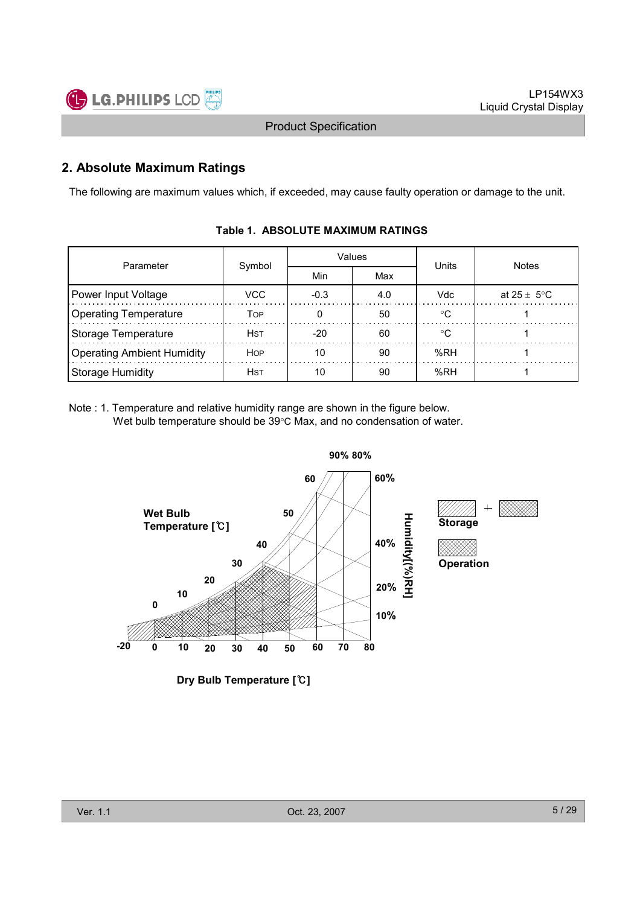## 2. Absolute Maximum Ratings

The following are maximum values which, if exceeded, may cause faulty operation or damage to the unit.

**Table 1. ABSOLUTE MAXIMUM RATINGS**

| Parameter | Symbol | Values | | Units | Notes |
|---|---|---|---|---|---|
| | | Min | Max | | |
| Power Input Voltage | VCC | -0.3 | 4.0 | Vdc | at 25 ± 5°C |
| Operating Temperature | TOP | 0 | 50 | °C | 1 |
| Storage Temperature | HST | -20 | 60 | °C | 1 |
| Operating Ambient Humidity | HOP | 10 | 90 | %RH | 1 |
| Storage Humidity | HST | 10 | 90 | %RH | 1 |

Note : 1. Temperature and relative humidity range are shown in the figure below.
Wet bulb temperature should be 39°C Max, and no condensation of water.

Wet Bulb Temperature [℃]

Humidity[(%)RH]

Storage

Operation

Dry Bulb Temperature [℃]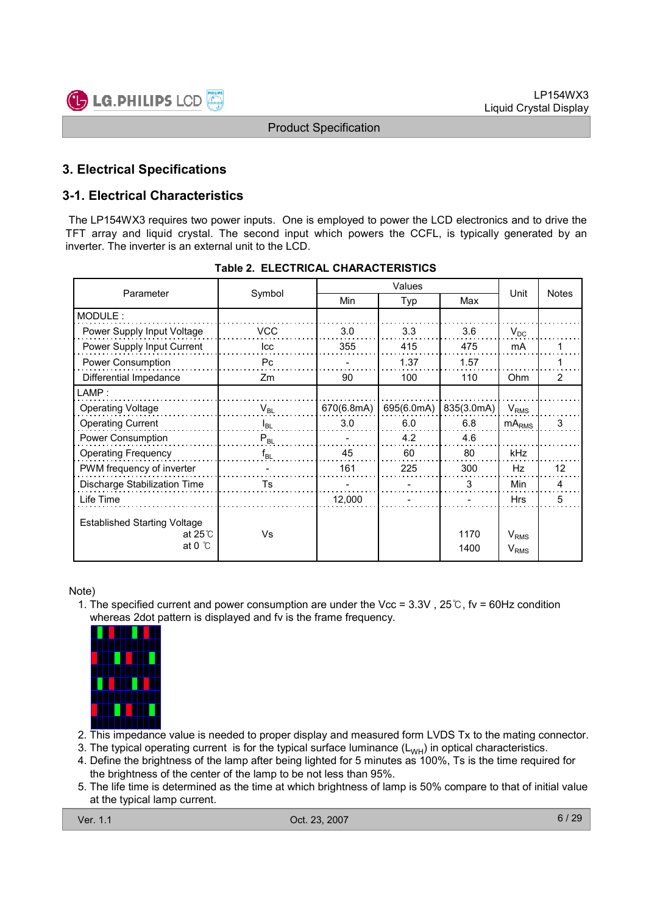## 3. Electrical Specifications

### 3-1. Electrical Characteristics

The LP154WX3 requires two power inputs. One is employed to power the LCD electronics and to drive the TFT array and liquid crystal. The second input which powers the CCFL, is typically generated by an inverter. The inverter is an external unit to the LCD.

**Table 2. ELECTRICAL CHARACTERISTICS**

| Parameter | Symbol | Values | | | Unit | Notes |
|---|---|---|---|---|---|---|
| | | Min | Typ | Max | | |
| MODULE : | | | | | | |
| Power Supply Input Voltage | VCC | 3.0 | 3.3 | 3.6 | $V_{DC}$ | |
| Power Supply Input Current | Icc | 355 | 415 | 475 | mA | 1 |
| Power Consumption | Pc | - | 1.37 | 1.57 | | 1 |
| Differential Impedance | Zm | 90 | 100 | 110 | Ohm | 2 |
| LAMP : | | | | | | |
| Operating Voltage | $V_{BL}$ | 670(6.8mA) | 695(6.0mA) | 835(3.0mA) | $V_{RMS}$ | |
| Operating Current | $I_{BL}$ | 3.0 | 6.0 | 6.8 | $mA_{RMS}$ | 3 |
| Power Consumption | $P_{BL}$ | - | 4.2 | 4.6 | | |
| Operating Frequency | $f_{BL}$ | 45 | 60 | 80 | kHz | |
| PWM frequency of inverter | - | 161 | 225 | 300 | Hz | 12 |
| Discharge Stabilization Time | Ts | - | - | 3 | Min | 4 |
| Life Time | | 12,000 | - | - | Hrs | 5 |
| Established Starting Voltage at 25℃ | Vs | | | 1170 | $V_{RMS}$ | |
| Established Starting Voltage at 0 ℃ | Vs | | | 1400 | $V_{RMS}$ | |

Note)

1. The specified current and power consumption are under the Vcc = 3.3V , 25℃, fv = 60Hz condition whereas 2dot pattern is displayed and fv is the frame frequency.
2. This impedance value is needed to proper display and measured form LVDS Tx to the mating connector.
3. The typical operating current is for the typical surface luminance ($L_{WH}$) in optical characteristics.
4. Define the brightness of the lamp after being lighted for 5 minutes as 100%, Ts is the time required for the brightness of the center of the lamp to be not less than 95%.
5. The life time is determined as the time at which brightness of lamp is 50% compare to that of initial value at the typical lamp current.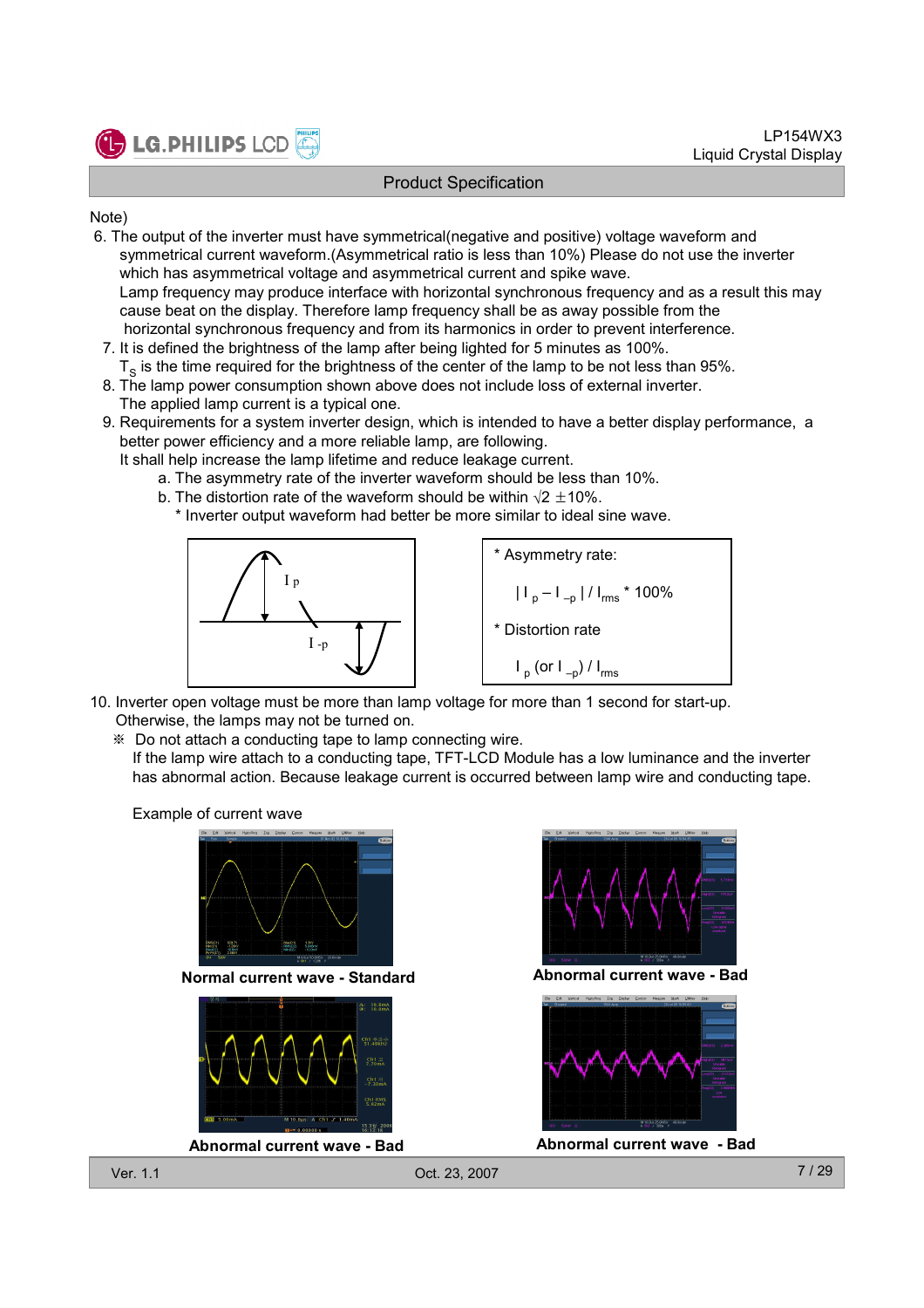Note)

6. The output of the inverter must have symmetrical(negative and positive) voltage waveform and symmetrical current waveform.(Asymmetrical ratio is less than 10%) Please do not use the inverter which has asymmetrical voltage and asymmetrical current and spike wave.
   Lamp frequency may produce interface with horizontal synchronous frequency and as a result this may cause beat on the display. Therefore lamp frequency shall be as away possible from the horizontal synchronous frequency and from its harmonics in order to prevent interference.
7. It is defined the brightness of the lamp after being lighted for 5 minutes as 100%.
   $T_S$ is the time required for the brightness of the center of the lamp to be not less than 95%.
8. The lamp power consumption shown above does not include loss of external inverter.
   The applied lamp current is a typical one.
9. Requirements for a system inverter design, which is intended to have a better display performance, a better power efficiency and a more reliable lamp, are following.
   It shall help increase the lamp lifetime and reduce leakage current.
   a. The asymmetry rate of the inverter waveform should be less than 10%.
   b. The distortion rate of the waveform should be within $\sqrt{2}$ ±10%.
   * Inverter output waveform had better be more similar to ideal sine wave.

$I_p$ / $I_{-p}$

* Asymmetry rate:

$$| I_p - I_{-p} | / I_{rms} * 100\%$$

* Distortion rate

$$I_p \text{ (or } I_{-p}) / I_{rms}$$

10. Inverter open voltage must be more than lamp voltage for more than 1 second for start-up. Otherwise, the lamps may not be turned on.
   ※ Do not attach a conducting tape to lamp connecting wire.
   If the lamp wire attach to a conducting tape, TFT-LCD Module has a low luminance and the inverter has abnormal action. Because leakage current is occurred between lamp wire and conducting tape.

Example of current wave

**Normal current wave - Standard**

**Abnormal current wave - Bad**

**Abnormal current wave - Bad**

**Abnormal current wave - Bad**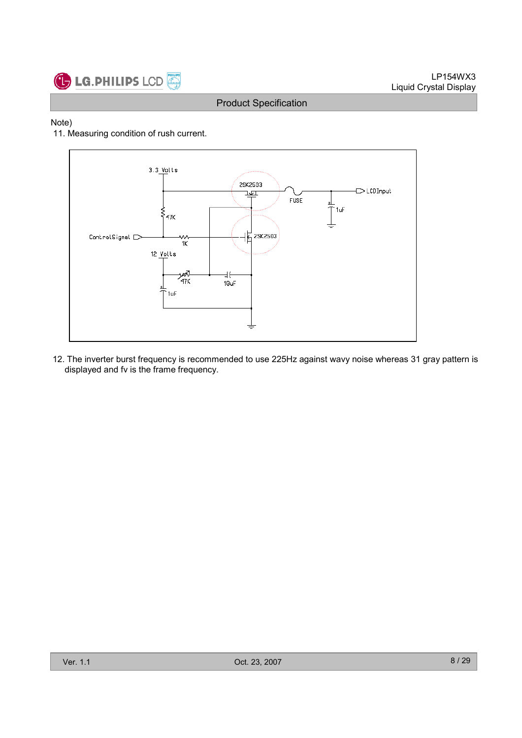Note)

11. Measuring condition of rush current.

3.3 Volts

2SK2503

FUSE

LCDInput

1uF

47K

ControlSignal

1K

2SK2503

12 Volts

47K

10uF

1uF

12. The inverter burst frequency is recommended to use 225Hz against wavy noise whereas 31 gray pattern is displayed and fv is the frame frequency.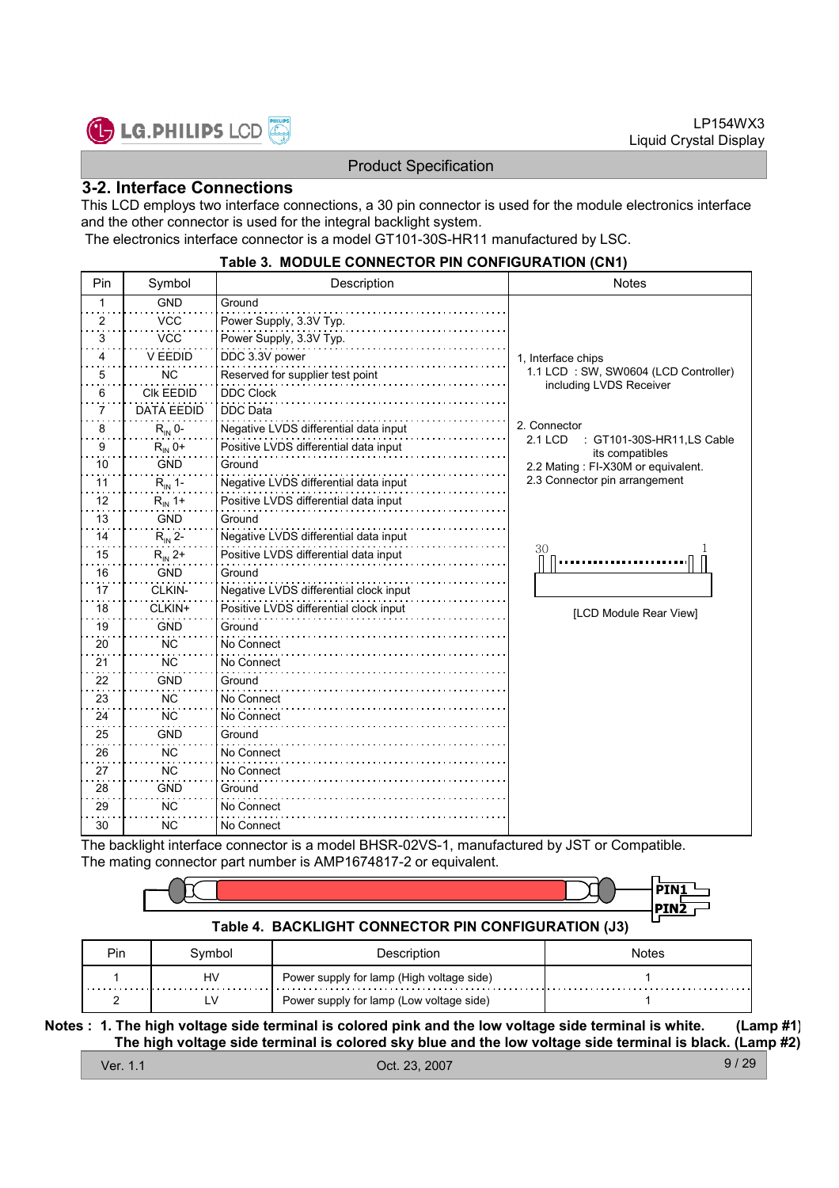## 3-2. Interface Connections

This LCD employs two interface connections, a 30 pin connector is used for the module electronics interface and the other connector is used for the integral backlight system.

The electronics interface connector is a model GT101-30S-HR11 manufactured by LSC.

**Table 3. MODULE CONNECTOR PIN CONFIGURATION (CN1)**

| Pin | Symbol | Description | Notes |
|---|---|---|---|
| 1 | GND | Ground | 1, Interface chips<br>1.1 LCD : SW, SW0604 (LCD Controller) including LVDS Receiver<br><br>2. Connector<br>2.1 LCD : GT101-30S-HR11,LS Cable its compatibles<br>2.2 Mating : FI-X30M or equivalent.<br>2.3 Connector pin arrangement<br><br>30 ... 1<br>[LCD Module Rear View] |
| 2 | VCC | Power Supply, 3.3V Typ. | |
| 3 | VCC | Power Supply, 3.3V Typ. | |
| 4 | V EEDID | DDC 3.3V power | |
| 5 | NC | Reserved for supplier test point | |
| 6 | Clk EEDID | DDC Clock | |
| 7 | DATA EEDID | DDC Data | |
| 8 | $R_{IN}$ 0- | Negative LVDS differential data input | |
| 9 | $R_{IN}$ 0+ | Positive LVDS differential data input | |
| 10 | GND | Ground | |
| 11 | $R_{IN}$ 1- | Negative LVDS differential data input | |
| 12 | $R_{IN}$ 1+ | Positive LVDS differential data input | |
| 13 | GND | Ground | |
| 14 | $R_{IN}$ 2- | Negative LVDS differential data input | |
| 15 | $R_{IN}$ 2+ | Positive LVDS differential data input | |
| 16 | GND | Ground | |
| 17 | CLKIN- | Negative LVDS differential clock input | |
| 18 | CLKIN+ | Positive LVDS differential clock input | |
| 19 | GND | Ground | |
| 20 | NC | No Connect | |
| 21 | NC | No Connect | |
| 22 | GND | Ground | |
| 23 | NC | No Connect | |
| 24 | NC | No Connect | |
| 25 | GND | Ground | |
| 26 | NC | No Connect | |
| 27 | NC | No Connect | |
| 28 | GND | Ground | |
| 29 | NC | No Connect | |
| 30 | NC | No Connect | |

The backlight interface connector is a model BHSR-02VS-1, manufactured by JST or Compatible.
The mating connector part number is AMP1674817-2 or equivalent.

PIN1
PIN2

**Table 4. BACKLIGHT CONNECTOR PIN CONFIGURATION (J3)**

| Pin | Symbol | Description | Notes |
|---|---|---|---|
| 1 | HV | Power supply for lamp (High voltage side) | 1 |
| 2 | LV | Power supply for lamp (Low voltage side) | 1 |

**Notes : 1. The high voltage side terminal is colored pink and the low voltage side terminal is white. (Lamp #1)**
**The high voltage side terminal is colored sky blue and the low voltage side terminal is black. (Lamp #2)**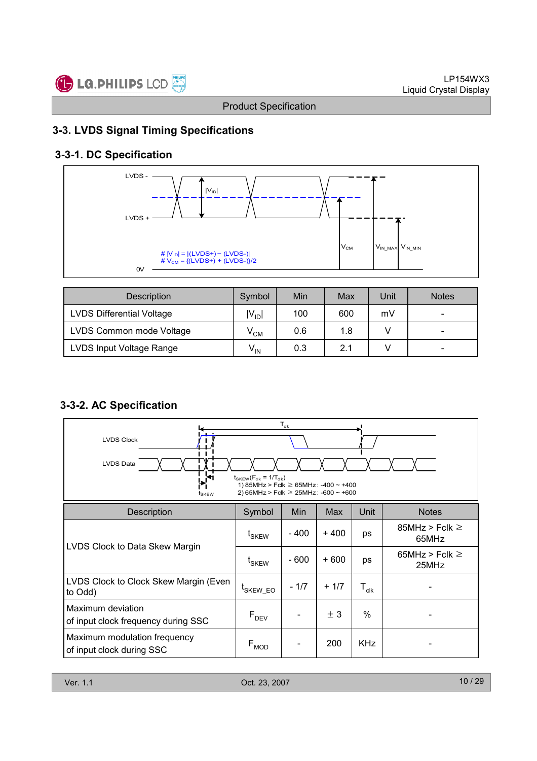## 3-3. LVDS Signal Timing Specifications

### 3-3-1. DC Specification

LVDS -

LVDS +

$|V_{ID}|$

$V_{CM}$ $V_{IN\_MAX}$ $V_{IN\_MIN}$

# $|V_{ID}| = |(LVDS+) - (LVDS-)|$
# $V_{CM} = \{(LVDS+) + (LVDS-)\}/2$

0V

| Description | Symbol | Min | Max | Unit | Notes |
|---|---|---|---|---|---|
| LVDS Differential Voltage | $\|V_{ID}\|$ | 100 | 600 | mV | - |
| LVDS Common mode Voltage | $V_{CM}$ | 0.6 | 1.8 | V | - |
| LVDS Input Voltage Range | $V_{IN}$ | 0.3 | 2.1 | V | - |

### 3-3-2. AC Specification

$T_{clk}$

LVDS Clock

LVDS Data

$t_{SKEW}$

$t_{SKEW}(F_{clk} = 1/T_{clk})$
1) 85MHz > Fclk ≥ 65MHz : -400 ~ +400
2) 65MHz > Fclk ≥ 25MHz : -600 ~ +600

| Description | Symbol | Min | Max | Unit | Notes |
|---|---|---|---|---|---|
| LVDS Clock to Data Skew Margin | $t_{SKEW}$ | - 400 | + 400 | ps | 85MHz > Fclk ≥ 65MHz |
| | $t_{SKEW}$ | - 600 | + 600 | ps | 65MHz > Fclk ≥ 25MHz |
| LVDS Clock to Clock Skew Margin (Even to Odd) | $t_{SKEW\_EO}$ | - 1/7 | + 1/7 | $T_{clk}$ | - |
| Maximum deviation of input clock frequency during SSC | $F_{DEV}$ | - | ± 3 | % | - |
| Maximum modulation frequency of input clock during SSC | $F_{MOD}$ | - | 200 | KHz | - |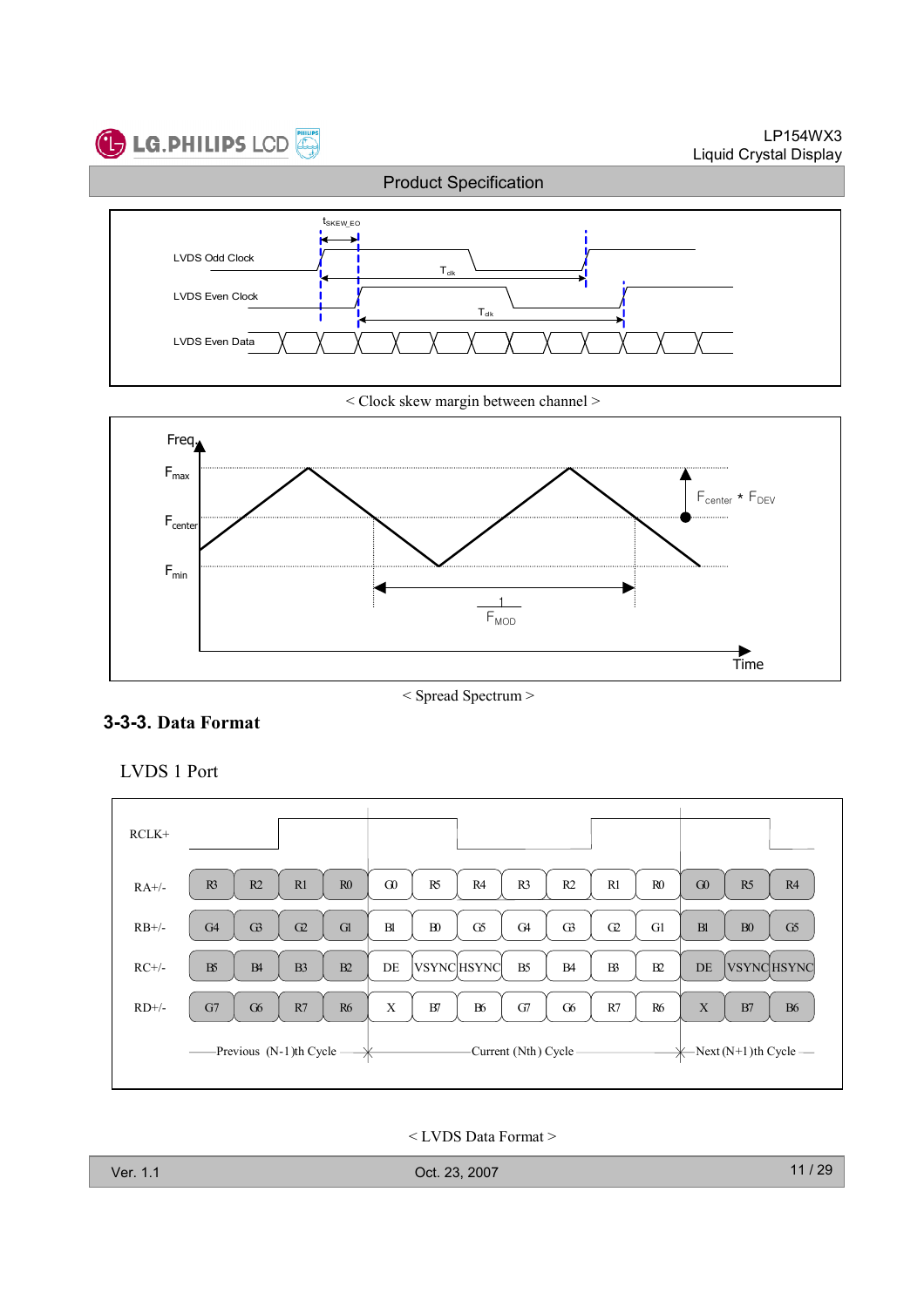< Clock skew margin between channel >

< Spread Spectrum >

### 3-3-3. Data Format

LVDS 1 Port

| | Previous (N-1)th Cycle | | | | Current (Nth) Cycle | | | | | | | Next (N+1)th Cycle | | |
|---|---|---|---|---|---|---|---|---|---|---|---|---|---|---|
| RA+/- | R3 | R2 | R1 | R0 | G0 | R5 | R4 | R3 | R2 | R1 | R0 | G0 | R5 | R4 |
| RB+/- | G4 | G3 | G2 | G1 | B1 | B0 | G5 | G4 | G3 | G2 | G1 | B1 | B0 | G5 |
| RC+/- | B5 | B4 | B3 | B2 | DE | VSYNC | HSYNC | B5 | B4 | B3 | B2 | DE | VSYNC | HSYNC |
| RD+/- | G7 | G6 | R7 | R6 | X | B7 | B6 | G7 | G6 | R7 | R6 | X | B7 | B6 |

< LVDS Data Format >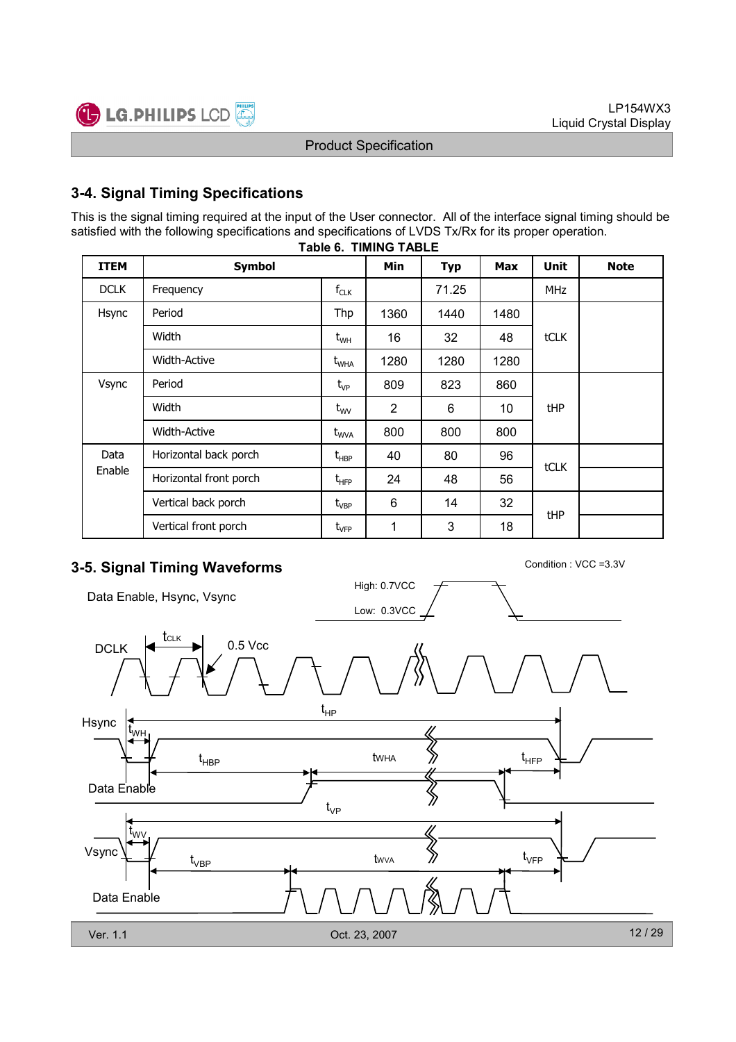## 3-4. Signal Timing Specifications

This is the signal timing required at the input of the User connector. All of the interface signal timing should be satisfied with the following specifications and specifications of LVDS Tx/Rx for its proper operation.

**Table 6. TIMING TABLE**

| ITEM | Symbol | | Min | Typ | Max | Unit | Note |
|---|---|---|---|---|---|---|---|
| DCLK | Frequency | $f_{CLK}$ | | 71.25 | | MHz | |
| Hsync | Period | Thp | 1360 | 1440 | 1480 | tCLK | |
| | Width | $t_{WH}$ | 16 | 32 | 48 | | |
| | Width-Active | $t_{WHA}$ | 1280 | 1280 | 1280 | | |
| Vsync | Period | $t_{VP}$ | 809 | 823 | 860 | tHP | |
| | Width | $t_{WV}$ | 2 | 6 | 10 | | |
| | Width-Active | $t_{WVA}$ | 800 | 800 | 800 | | |
| Data Enable | Horizontal back porch | $t_{HBP}$ | 40 | 80 | 96 | tCLK | |
| | Horizontal front porch | $t_{HFP}$ | 24 | 48 | 56 | | |
| | Vertical back porch | $t_{VBP}$ | 6 | 14 | 32 | tHP | |
| | Vertical front porch | $t_{VFP}$ | 1 | 3 | 18 | | |

## 3-5. Signal Timing Waveforms

Condition : VCC =3.3V

Data Enable, Hsync, Vsync

High: 0.7VCC

Low: 0.3VCC

DCLK $t_{CLK}$ 0.5 Vcc

Hsync $t_{HP}$ $t_{WH}$ $t_{HBP}$ tWHA $t_{HFP}$

Data Enable

Vsync $t_{VP}$ $t_{WV}$ $t_{VBP}$ tWVA $t_{VFP}$

Data Enable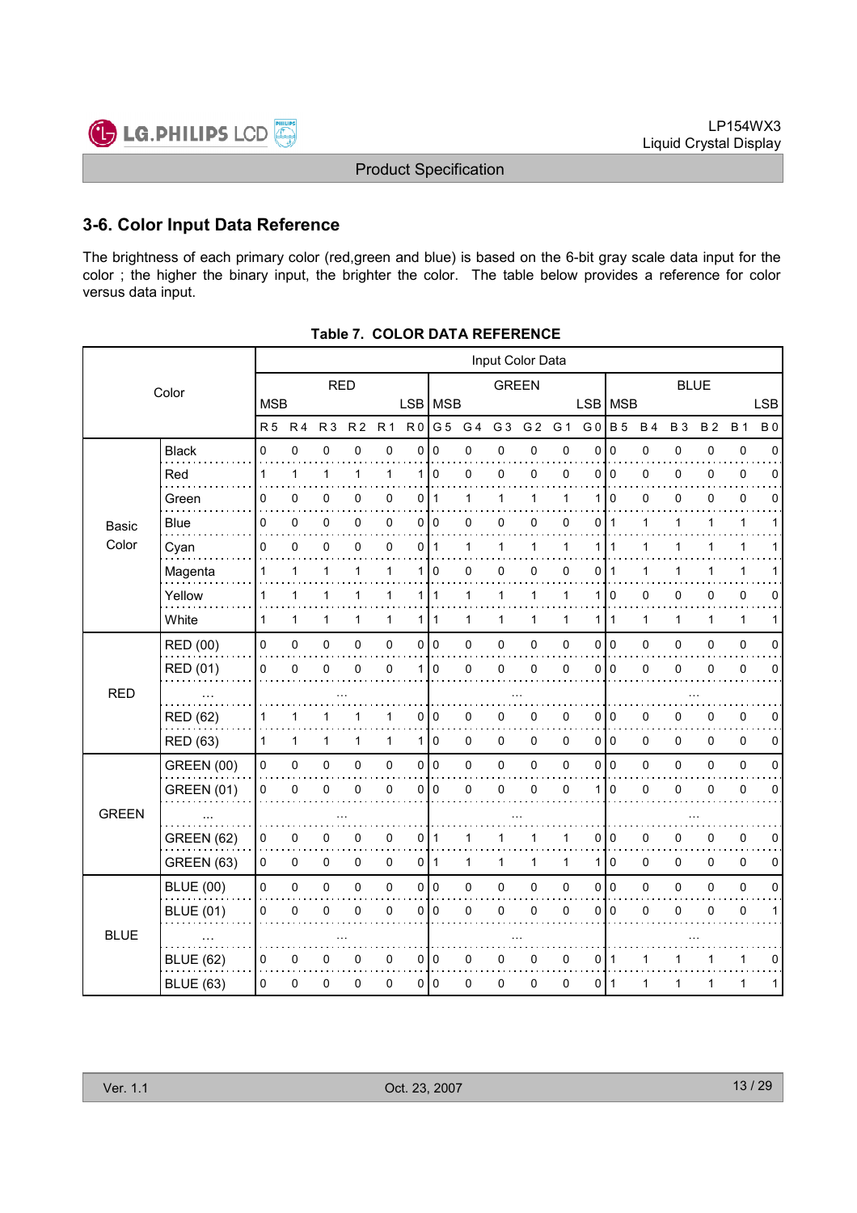## 3-6. Color Input Data Reference

The brightness of each primary color (red,green and blue) is based on the 6-bit gray scale data input for the color ; the higher the binary input, the brighter the color. The table below provides a reference for color versus data input.

**Table 7. COLOR DATA REFERENCE**

| Color | | Input Color Data | | | | | | | | | | | | | | | | | |
|---|---|---|---|---|---|---|---|---|---|---|---|---|---|---|---|---|---|---|---|
| | | RED | | | | | | GREEN | | | | | | BLUE | | | | | |
| | | MSB | | | | | LSB | MSB | | | | | LSB | MSB | | | | | LSB |
| | | R 5 | R 4 | R 3 | R 2 | R 1 | R 0 | G 5 | G 4 | G 3 | G 2 | G 1 | G 0 | B 5 | B 4 | B 3 | B 2 | B 1 | B 0 |
| Basic Color | Black | 0 | 0 | 0 | 0 | 0 | 0 | 0 | 0 | 0 | 0 | 0 | 0 | 0 | 0 | 0 | 0 | 0 | 0 |
| | Red | 1 | 1 | 1 | 1 | 1 | 1 | 0 | 0 | 0 | 0 | 0 | 0 | 0 | 0 | 0 | 0 | 0 | 0 |
| | Green | 0 | 0 | 0 | 0 | 0 | 0 | 1 | 1 | 1 | 1 | 1 | 1 | 0 | 0 | 0 | 0 | 0 | 0 |
| | Blue | 0 | 0 | 0 | 0 | 0 | 0 | 0 | 0 | 0 | 0 | 0 | 0 | 1 | 1 | 1 | 1 | 1 | 1 |
| | Cyan | 0 | 0 | 0 | 0 | 0 | 0 | 1 | 1 | 1 | 1 | 1 | 1 | 1 | 1 | 1 | 1 | 1 | 1 |
| | Magenta | 1 | 1 | 1 | 1 | 1 | 1 | 0 | 0 | 0 | 0 | 0 | 0 | 1 | 1 | 1 | 1 | 1 | 1 |
| | Yellow | 1 | 1 | 1 | 1 | 1 | 1 | 1 | 1 | 1 | 1 | 1 | 1 | 0 | 0 | 0 | 0 | 0 | 0 |
| | White | 1 | 1 | 1 | 1 | 1 | 1 | 1 | 1 | 1 | 1 | 1 | 1 | 1 | 1 | 1 | 1 | 1 | 1 |
| RED | RED (00) | 0 | 0 | 0 | 0 | 0 | 0 | 0 | 0 | 0 | 0 | 0 | 0 | 0 | 0 | 0 | 0 | 0 | 0 |
| | RED (01) | 0 | 0 | 0 | 0 | 0 | 1 | 0 | 0 | 0 | 0 | 0 | 0 | 0 | 0 | 0 | 0 | 0 | 0 |
| | ... | ... | | | | | | ... | | | | | | ... | | | | | |
| | RED (62) | 1 | 1 | 1 | 1 | 1 | 0 | 0 | 0 | 0 | 0 | 0 | 0 | 0 | 0 | 0 | 0 | 0 | 0 |
| | RED (63) | 1 | 1 | 1 | 1 | 1 | 1 | 0 | 0 | 0 | 0 | 0 | 0 | 0 | 0 | 0 | 0 | 0 | 0 |
| GREEN | GREEN (00) | 0 | 0 | 0 | 0 | 0 | 0 | 0 | 0 | 0 | 0 | 0 | 0 | 0 | 0 | 0 | 0 | 0 | 0 |
| | GREEN (01) | 0 | 0 | 0 | 0 | 0 | 0 | 0 | 0 | 0 | 0 | 0 | 1 | 0 | 0 | 0 | 0 | 0 | 0 |
| | ... | ... | | | | | | ... | | | | | | ... | | | | | |
| | GREEN (62) | 0 | 0 | 0 | 0 | 0 | 0 | 1 | 1 | 1 | 1 | 1 | 0 | 0 | 0 | 0 | 0 | 0 | 0 |
| | GREEN (63) | 0 | 0 | 0 | 0 | 0 | 0 | 1 | 1 | 1 | 1 | 1 | 1 | 0 | 0 | 0 | 0 | 0 | 0 |
| BLUE | BLUE (00) | 0 | 0 | 0 | 0 | 0 | 0 | 0 | 0 | 0 | 0 | 0 | 0 | 0 | 0 | 0 | 0 | 0 | 0 |
| | BLUE (01) | 0 | 0 | 0 | 0 | 0 | 0 | 0 | 0 | 0 | 0 | 0 | 0 | 0 | 0 | 0 | 0 | 0 | 1 |
| | ... | ... | | | | | | ... | | | | | | ... | | | | | |
| | BLUE (62) | 0 | 0 | 0 | 0 | 0 | 0 | 0 | 0 | 0 | 0 | 0 | 0 | 1 | 1 | 1 | 1 | 1 | 0 |
| | BLUE (63) | 0 | 0 | 0 | 0 | 0 | 0 | 0 | 0 | 0 | 0 | 0 | 0 | 1 | 1 | 1 | 1 | 1 | 1 |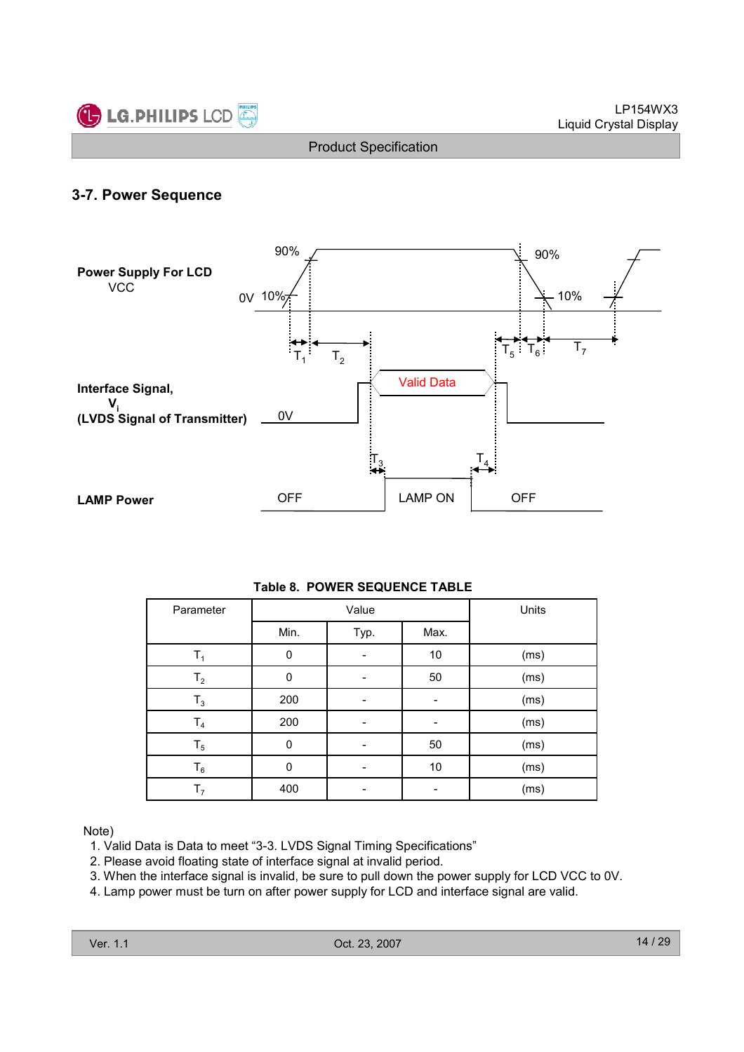## 3-7. Power Sequence

**Power Supply For LCD**
VCC

90% 90%
0V 10% 10%

$T_1$ $T_2$ $T_5$ $T_6$ $T_7$

**Interface Signal,**
**$V_i$**
**(LVDS Signal of Transmitter)**

0V Valid Data

$T_3$ $T_4$

**LAMP Power**

OFF LAMP ON OFF

**Table 8. POWER SEQUENCE TABLE**

| Parameter | Value | | | Units |
|---|---|---|---|---|
| | Min. | Typ. | Max. | |
| $T_1$ | 0 | - | 10 | (ms) |
| $T_2$ | 0 | - | 50 | (ms) |
| $T_3$ | 200 | - | - | (ms) |
| $T_4$ | 200 | - | - | (ms) |
| $T_5$ | 0 | - | 50 | (ms) |
| $T_6$ | 0 | - | 10 | (ms) |
| $T_7$ | 400 | - | - | (ms) |

Note)

1. Valid Data is Data to meet “3-3. LVDS Signal Timing Specifications”
2. Please avoid floating state of interface signal at invalid period.
3. When the interface signal is invalid, be sure to pull down the power supply for LCD VCC to 0V.
4. Lamp power must be turn on after power supply for LCD and interface signal are valid.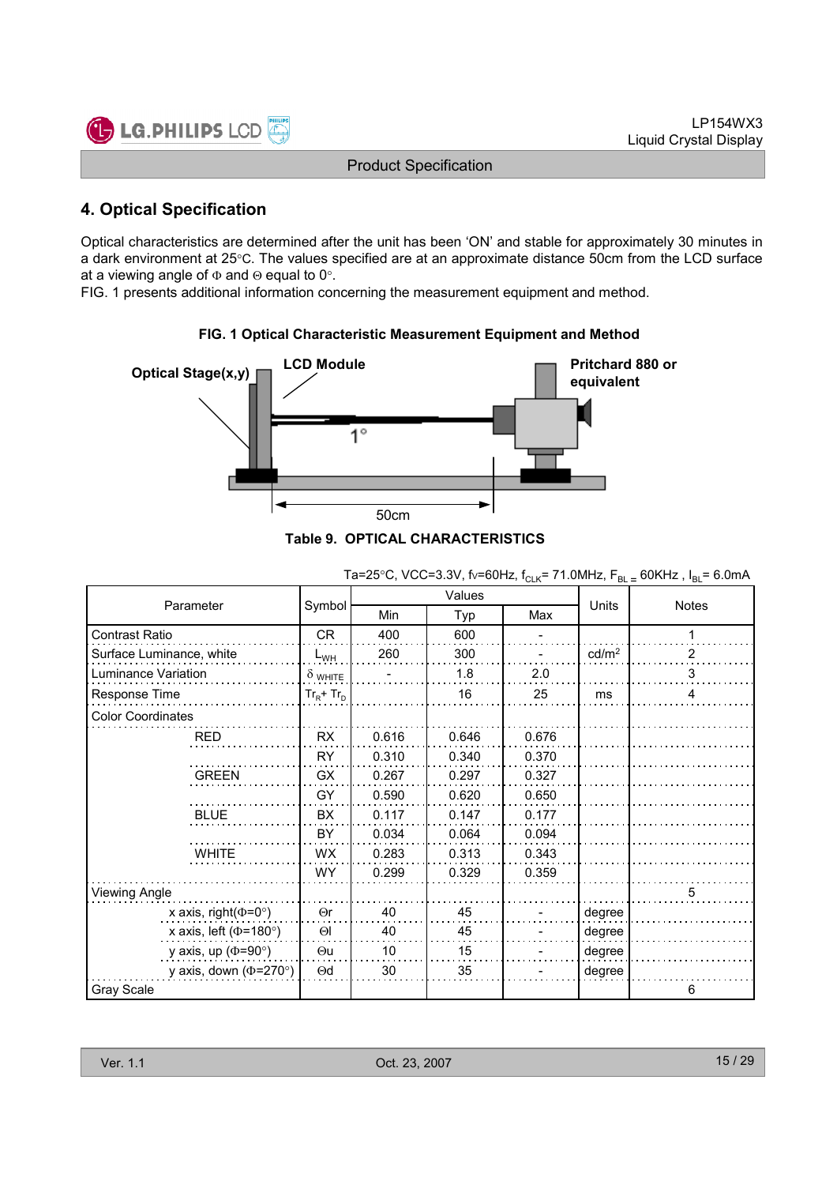## 4. Optical Specification

Optical characteristics are determined after the unit has been 'ON' and stable for approximately 30 minutes in a dark environment at 25°C. The values specified are at an approximate distance 50cm from the LCD surface at a viewing angle of Φ and Θ equal to 0°.

FIG. 1 presents additional information concerning the measurement equipment and method.

**FIG. 1 Optical Characteristic Measurement Equipment and Method**

Optical Stage(x,y) — LCD Module — Pritchard 880 or equivalent — 1° — 50cm

**Table 9. OPTICAL CHARACTERISTICS**

Ta=25°C, VCC=3.3V, fv=60Hz, $f_{CLK}$= 71.0MHz, $F_{BL}$ = 60KHz , $I_{BL}$= 6.0mA

| Parameter | | Symbol | Values | | | Units | Notes |
|---|---|---|---|---|---|---|---|
| | | | Min | Typ | Max | | |
| Contrast Ratio | | CR | 400 | 600 | - | | 1 |
| Surface Luminance, white | | $L_{WH}$ | 260 | 300 | - | cd/m$^2$ | 2 |
| Luminance Variation | | $\delta_{WHITE}$ | - | 1.8 | 2.0 | | 3 |
| Response Time | | $Tr_R + Tr_D$ | | 16 | 25 | ms | 4 |
| Color Coordinates | | | | | | | |
| | RED | RX | 0.616 | 0.646 | 0.676 | | |
| | | RY | 0.310 | 0.340 | 0.370 | | |
| | GREEN | GX | 0.267 | 0.297 | 0.327 | | |
| | | GY | 0.590 | 0.620 | 0.650 | | |
| | BLUE | BX | 0.117 | 0.147 | 0.177 | | |
| | | BY | 0.034 | 0.064 | 0.094 | | |
| | WHITE | WX | 0.283 | 0.313 | 0.343 | | |
| | | WY | 0.299 | 0.329 | 0.359 | | |
| Viewing Angle | | | | | | | 5 |
| | x axis, right(Φ=0°) | Θr | 40 | 45 | - | degree | |
| | x axis, left (Φ=180°) | Θl | 40 | 45 | - | degree | |
| | y axis, up (Φ=90°) | Θu | 10 | 15 | - | degree | |
| | y axis, down (Φ=270°) | Θd | 30 | 35 | - | degree | |
| Gray Scale | | | | | | | 6 |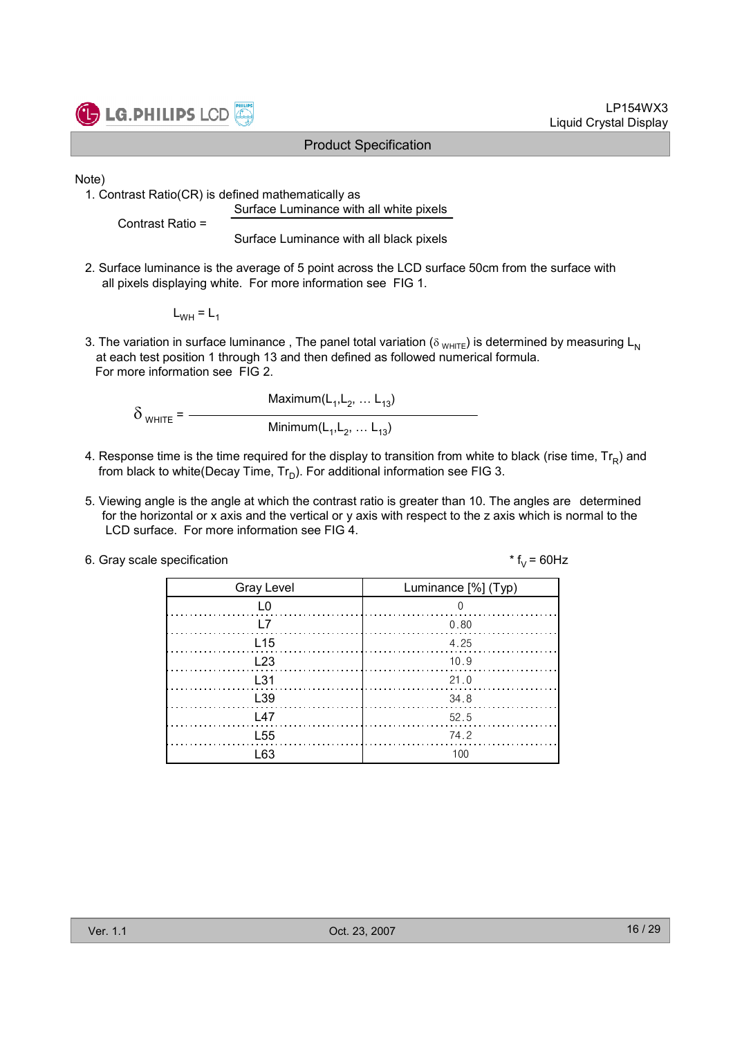Note)

1. Contrast Ratio(CR) is defined mathematically as

$$\text{Contrast Ratio} = \frac{\text{Surface Luminance with all white pixels}}{\text{Surface Luminance with all black pixels}}$$

2. Surface luminance is the average of 5 point across the LCD surface 50cm from the surface with all pixels displaying white. For more information see FIG 1.

$$L_{WH} = L_1$$

3. The variation in surface luminance , The panel total variation ($\delta_{WHITE}$) is determined by measuring $L_N$ at each test position 1 through 13 and then defined as followed numerical formula. For more information see FIG 2.

$$\delta_{WHITE} = \frac{\text{Maximum}(L_1, L_2, \ldots L_{13})}{\text{Minimum}(L_1, L_2, \ldots L_{13})}$$

4. Response time is the time required for the display to transition from white to black (rise time, $Tr_R$) and from black to white(Decay Time, $Tr_D$). For additional information see FIG 3.

5. Viewing angle is the angle at which the contrast ratio is greater than 10. The angles are determined for the horizontal or x axis and the vertical or y axis with respect to the z axis which is normal to the LCD surface. For more information see FIG 4.

6. Gray scale specification

\* $f_V$ = 60Hz

| Gray Level | Luminance [%] (Typ) |
|---|---|
| L0 | 0 |
| L7 | 0.80 |
| L15 | 4.25 |
| L23 | 10.9 |
| L31 | 21.0 |
| L39 | 34.8 |
| L47 | 52.5 |
| L55 | 74.2 |
| L63 | 100 |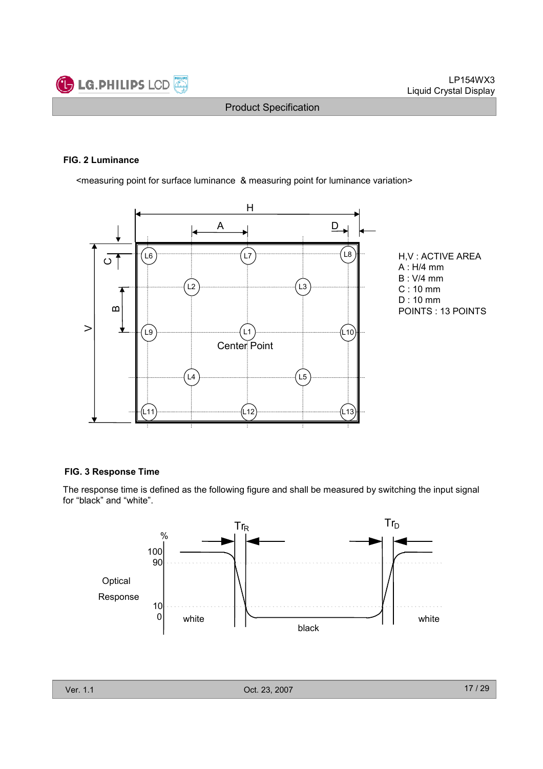**FIG. 2 Luminance**

<measuring point for surface luminance & measuring point for luminance variation>

H,V : ACTIVE AREA
A : H/4 mm
B : V/4 mm
C : 10 mm
D : 10 mm
POINTS : 13 POINTS

**FIG. 3 Response Time**

The response time is defined as the following figure and shall be measured by switching the input signal for "black" and "white".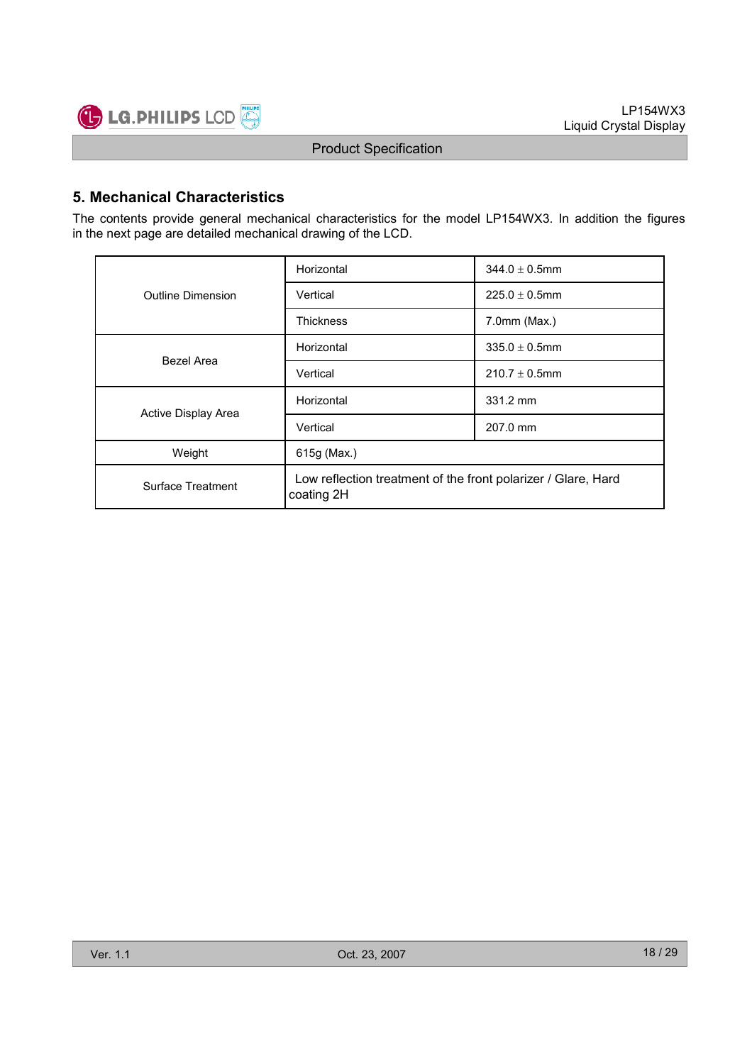## 5. Mechanical Characteristics

The contents provide general mechanical characteristics for the model LP154WX3. In addition the figures in the next page are detailed mechanical drawing of the LCD.

| Item | | Value |
|---|---|---|
| Outline Dimension | Horizontal | 344.0 ± 0.5mm |
| | Vertical | 225.0 ± 0.5mm |
| | Thickness | 7.0mm (Max.) |
| Bezel Area | Horizontal | 335.0 ± 0.5mm |
| | Vertical | 210.7 ± 0.5mm |
| Active Display Area | Horizontal | 331.2 mm |
| | Vertical | 207.0 mm |
| Weight | 615g (Max.) | |
| Surface Treatment | Low reflection treatment of the front polarizer / Glare, Hard coating 2H | |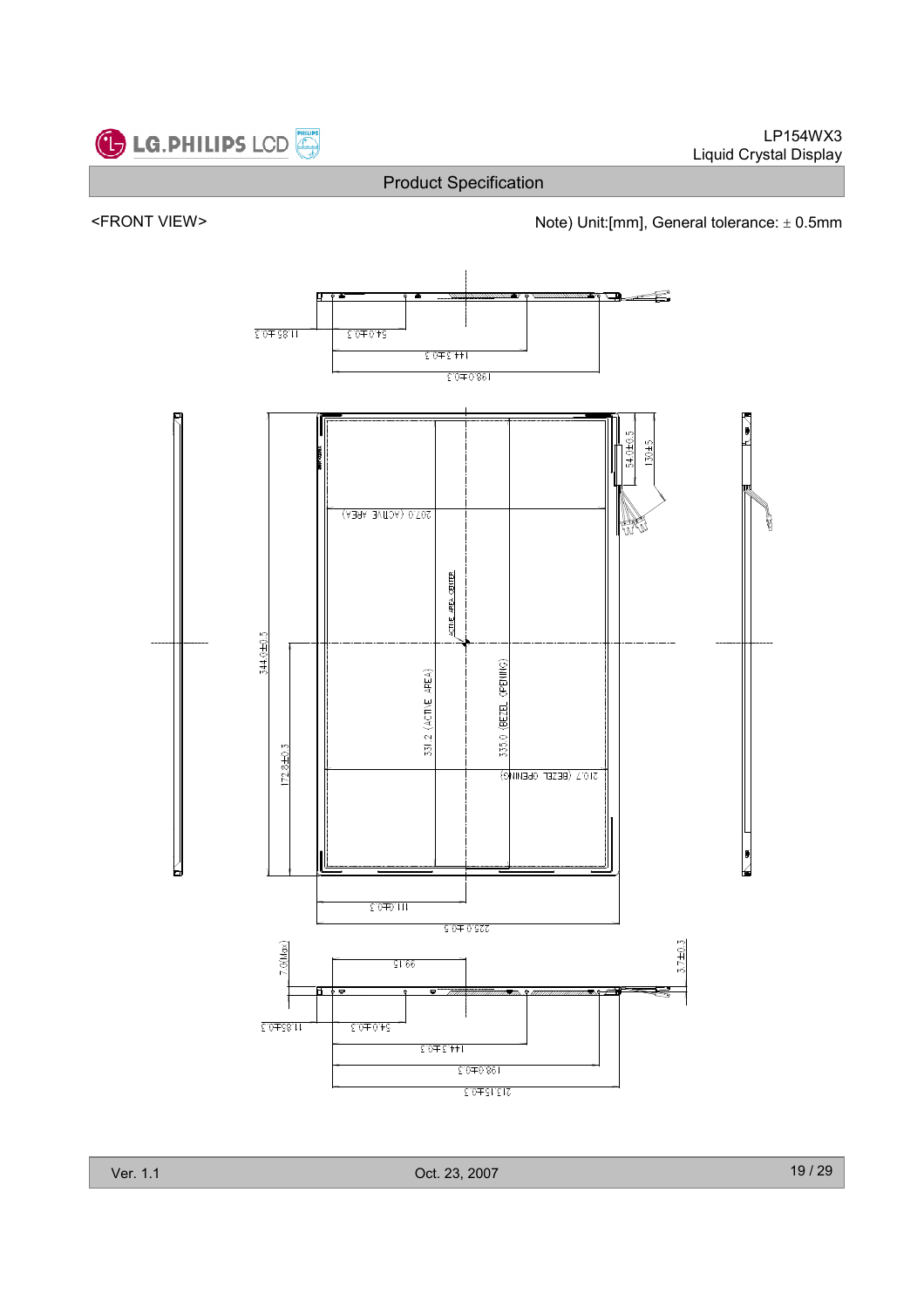<FRONT VIEW>

Note) Unit:[mm], General tolerance: ± 0.5mm

11.85±0.3

54.0±0.3

144.3±0.3

198.0±0.3

54.0±0.5

130±5

207.0 (ACTIVE AREA)

ACTIVE AREA CENTER

344.0±0.5

331.2 (ACTIVE AREA)

335.0 (BEZEL OPENING)

172.8±0.3

210.7 (BEZEL OPENING)

111.0±0.3

225.0±0.5

7.0(Max)

99.15

3.7±0.3

11.85±0.3

54.0±0.3

144.3±0.3

198.0±0.3

213.15±0.3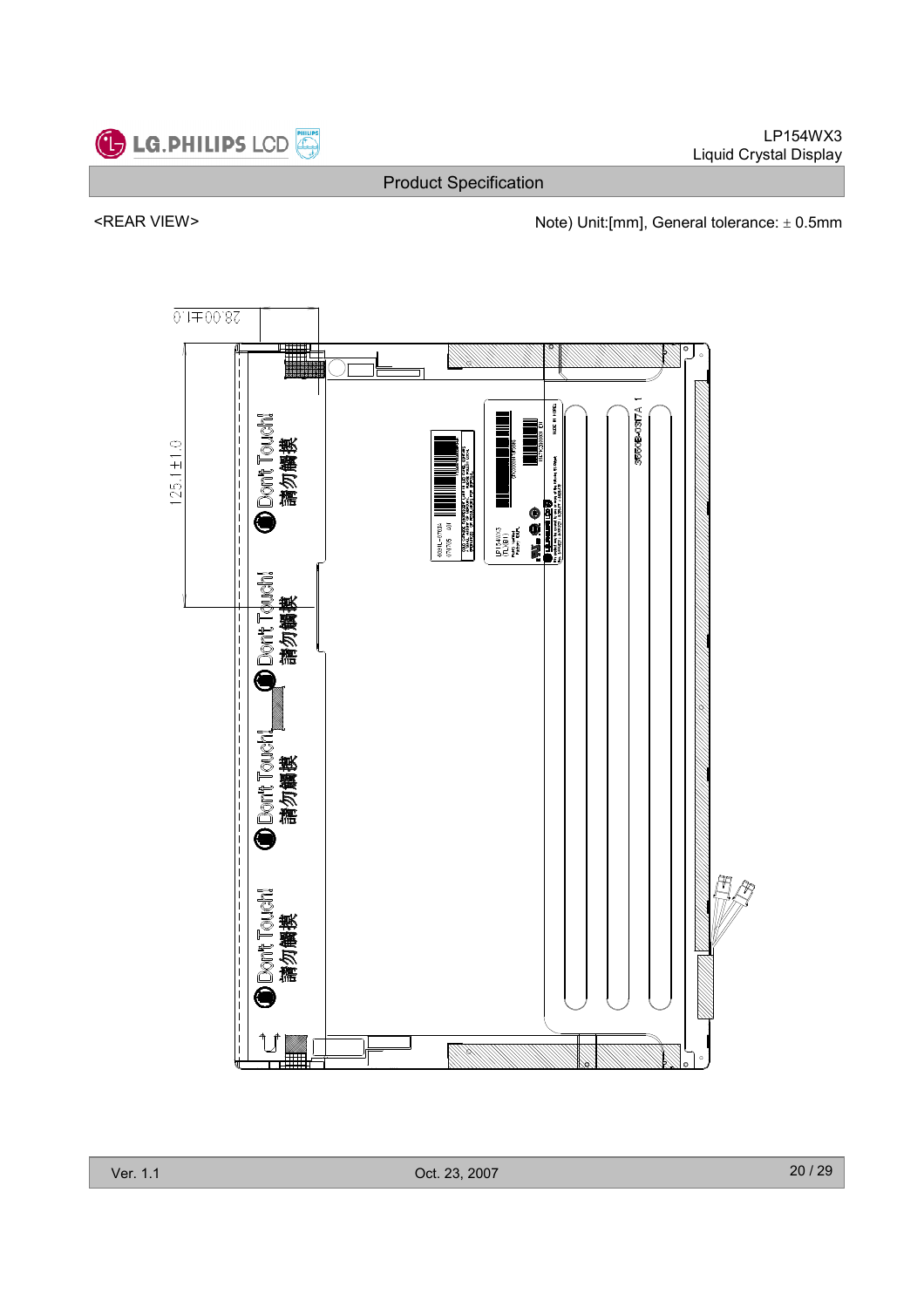<REAR VIEW>

Note) Unit:[mm], General tolerance: ± 0.5mm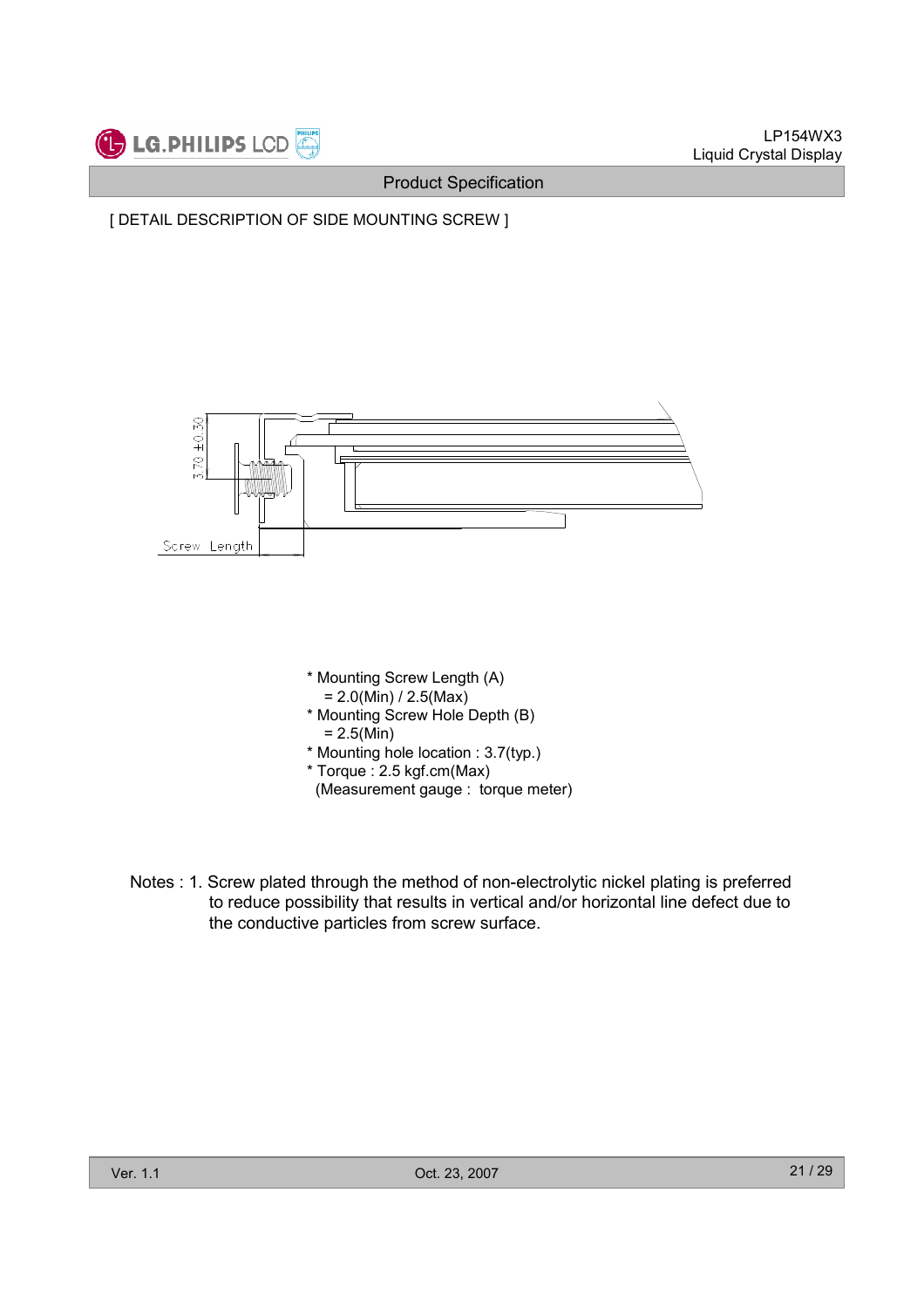[ DETAIL DESCRIPTION OF SIDE MOUNTING SCREW ]

- * Mounting Screw Length (A)
  = 2.0(Min) / 2.5(Max)
- * Mounting Screw Hole Depth (B)
  = 2.5(Min)
- * Mounting hole location : 3.7(typ.)
- * Torque : 2.5 kgf.cm(Max)
  (Measurement gauge :  torque meter)

Notes : 1. Screw plated through the method of non-electrolytic nickel plating is preferred to reduce possibility that results in vertical and/or horizontal line defect due to the conductive particles from screw surface.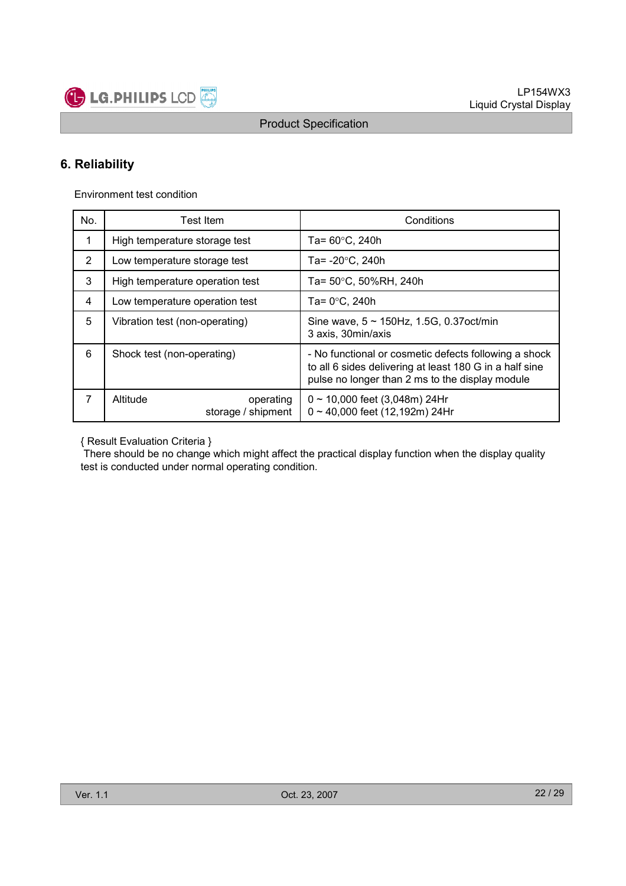# 6. Reliability

Environment test condition

| No. | Test Item | Conditions |
|---|---|---|
| 1 | High temperature storage test | Ta= 60°C, 240h |
| 2 | Low temperature storage test | Ta= -20°C, 240h |
| 3 | High temperature operation test | Ta= 50°C, 50%RH, 240h |
| 4 | Low temperature operation test | Ta= 0°C, 240h |
| 5 | Vibration test (non-operating) | Sine wave, 5 ~ 150Hz, 1.5G, 0.37oct/min<br>3 axis, 30min/axis |
| 6 | Shock test (non-operating) | - No functional or cosmetic defects following a shock to all 6 sides delivering at least 180 G in a half sine pulse no longer than 2 ms to the display module |
| 7 | Altitude operating<br>storage / shipment | 0 ~ 10,000 feet (3,048m) 24Hr<br>0 ~ 40,000 feet (12,192m) 24Hr |

{ Result Evaluation Criteria }

There should be no change which might affect the practical display function when the display quality test is conducted under normal operating condition.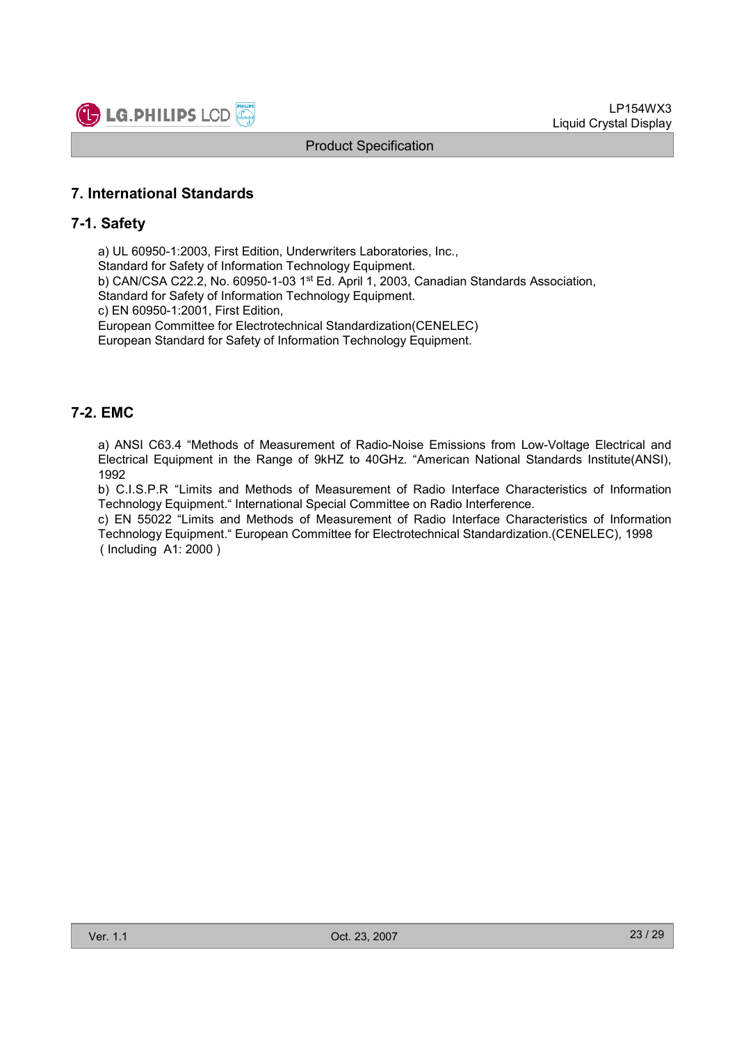## 7. International Standards

### 7-1. Safety

a) UL 60950-1:2003, First Edition, Underwriters Laboratories, Inc.,
Standard for Safety of Information Technology Equipment.
b) CAN/CSA C22.2, No. 60950-1-03 1st Ed. April 1, 2003, Canadian Standards Association,
Standard for Safety of Information Technology Equipment.
c) EN 60950-1:2001, First Edition,
European Committee for Electrotechnical Standardization(CENELEC)
European Standard for Safety of Information Technology Equipment.

### 7-2. EMC

a) ANSI C63.4 “Methods of Measurement of Radio-Noise Emissions from Low-Voltage Electrical and Electrical Equipment in the Range of 9kHZ to 40GHz. “American National Standards Institute(ANSI), 1992
b) C.I.S.P.R “Limits and Methods of Measurement of Radio Interface Characteristics of Information Technology Equipment.“ International Special Committee on Radio Interference.
c) EN 55022 “Limits and Methods of Measurement of Radio Interface Characteristics of Information Technology Equipment.“ European Committee for Electrotechnical Standardization.(CENELEC), 1998 ( Including A1: 2000 )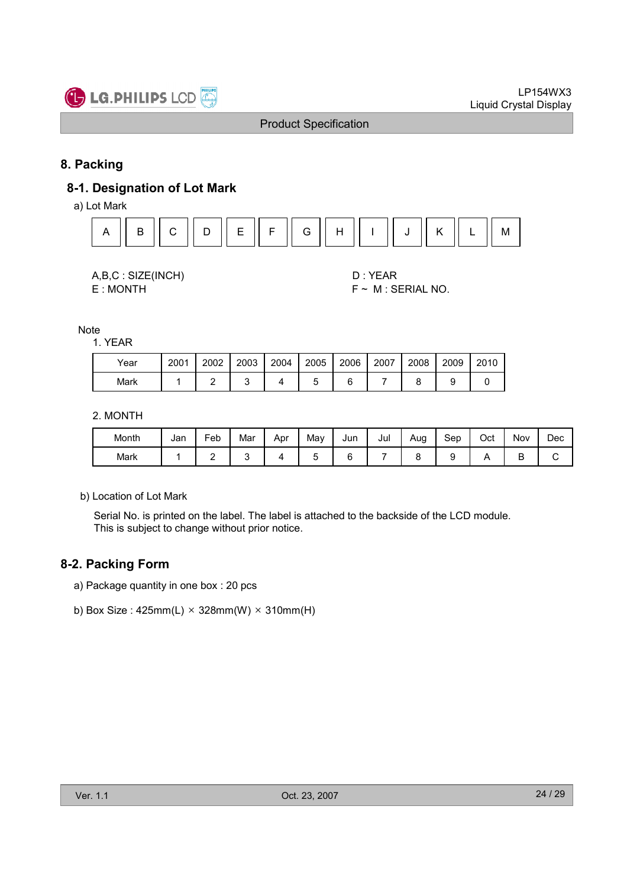# 8. Packing

## 8-1. Designation of Lot Mark

a) Lot Mark

| A | B | C | D | E | F | G | H | I | J | K | L | M |
|---|---|---|---|---|---|---|---|---|---|---|---|---|

A,B,C : SIZE(INCH)
E : MONTH

D : YEAR
F ~ M : SERIAL NO.

Note

1. YEAR

| Year | 2001 | 2002 | 2003 | 2004 | 2005 | 2006 | 2007 | 2008 | 2009 | 2010 |
|---|---|---|---|---|---|---|---|---|---|---|
| Mark | 1 | 2 | 3 | 4 | 5 | 6 | 7 | 8 | 9 | 0 |

2. MONTH

| Month | Jan | Feb | Mar | Apr | May | Jun | Jul | Aug | Sep | Oct | Nov | Dec |
|---|---|---|---|---|---|---|---|---|---|---|---|---|
| Mark | 1 | 2 | 3 | 4 | 5 | 6 | 7 | 8 | 9 | A | B | C |

b) Location of Lot Mark

Serial No. is printed on the label. The label is attached to the backside of the LCD module.
This is subject to change without prior notice.

## 8-2. Packing Form

a) Package quantity in one box : 20 pcs

b) Box Size : 425mm(L) × 328mm(W) × 310mm(H)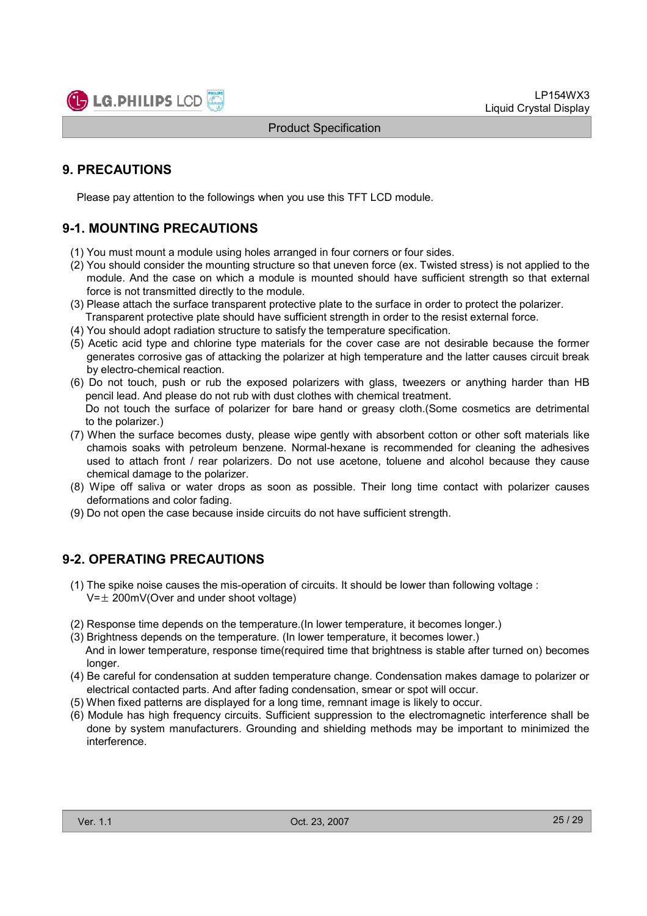## 9. PRECAUTIONS

Please pay attention to the followings when you use this TFT LCD module.

### 9-1. MOUNTING PRECAUTIONS

(1) You must mount a module using holes arranged in four corners or four sides.
(2) You should consider the mounting structure so that uneven force (ex. Twisted stress) is not applied to the module. And the case on which a module is mounted should have sufficient strength so that external force is not transmitted directly to the module.
(3) Please attach the surface transparent protective plate to the surface in order to protect the polarizer. Transparent protective plate should have sufficient strength in order to the resist external force.
(4) You should adopt radiation structure to satisfy the temperature specification.
(5) Acetic acid type and chlorine type materials for the cover case are not desirable because the former generates corrosive gas of attacking the polarizer at high temperature and the latter causes circuit break by electro-chemical reaction.
(6) Do not touch, push or rub the exposed polarizers with glass, tweezers or anything harder than HB pencil lead. And please do not rub with dust clothes with chemical treatment.
Do not touch the surface of polarizer for bare hand or greasy cloth.(Some cosmetics are detrimental to the polarizer.)
(7) When the surface becomes dusty, please wipe gently with absorbent cotton or other soft materials like chamois soaks with petroleum benzene. Normal-hexane is recommended for cleaning the adhesives used to attach front / rear polarizers. Do not use acetone, toluene and alcohol because they cause chemical damage to the polarizer.
(8) Wipe off saliva or water drops as soon as possible. Their long time contact with polarizer causes deformations and color fading.
(9) Do not open the case because inside circuits do not have sufficient strength.

### 9-2. OPERATING PRECAUTIONS

(1) The spike noise causes the mis-operation of circuits. It should be lower than following voltage :
$V=\pm$ 200mV(Over and under shoot voltage)

(2) Response time depends on the temperature.(In lower temperature, it becomes longer.)
(3) Brightness depends on the temperature. (In lower temperature, it becomes lower.)
And in lower temperature, response time(required time that brightness is stable after turned on) becomes longer.
(4) Be careful for condensation at sudden temperature change. Condensation makes damage to polarizer or electrical contacted parts. And after fading condensation, smear or spot will occur.
(5) When fixed patterns are displayed for a long time, remnant image is likely to occur.
(6) Module has high frequency circuits. Sufficient suppression to the electromagnetic interference shall be done by system manufacturers. Grounding and shielding methods may be important to minimized the interference.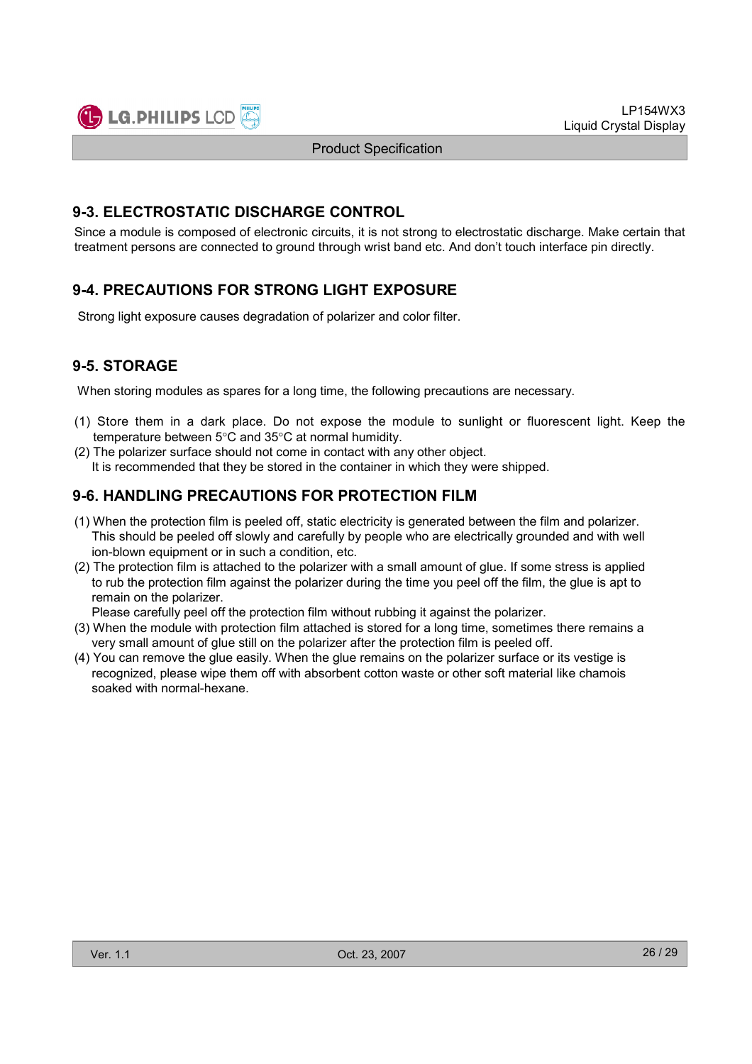## 9-3. ELECTROSTATIC DISCHARGE CONTROL

Since a module is composed of electronic circuits, it is not strong to electrostatic discharge. Make certain that treatment persons are connected to ground through wrist band etc. And don't touch interface pin directly.

## 9-4. PRECAUTIONS FOR STRONG LIGHT EXPOSURE

Strong light exposure causes degradation of polarizer and color filter.

## 9-5. STORAGE

When storing modules as spares for a long time, the following precautions are necessary.

(1) Store them in a dark place. Do not expose the module to sunlight or fluorescent light. Keep the temperature between 5°C and 35°C at normal humidity.
(2) The polarizer surface should not come in contact with any other object.
It is recommended that they be stored in the container in which they were shipped.

## 9-6. HANDLING PRECAUTIONS FOR PROTECTION FILM

(1) When the protection film is peeled off, static electricity is generated between the film and polarizer. This should be peeled off slowly and carefully by people who are electrically grounded and with well ion-blown equipment or in such a condition, etc.
(2) The protection film is attached to the polarizer with a small amount of glue. If some stress is applied to rub the protection film against the polarizer during the time you peel off the film, the glue is apt to remain on the polarizer.
Please carefully peel off the protection film without rubbing it against the polarizer.
(3) When the module with protection film attached is stored for a long time, sometimes there remains a very small amount of glue still on the polarizer after the protection film is peeled off.
(4) You can remove the glue easily. When the glue remains on the polarizer surface or its vestige is recognized, please wipe them off with absorbent cotton waste or other soft material like chamois soaked with normal-hexane.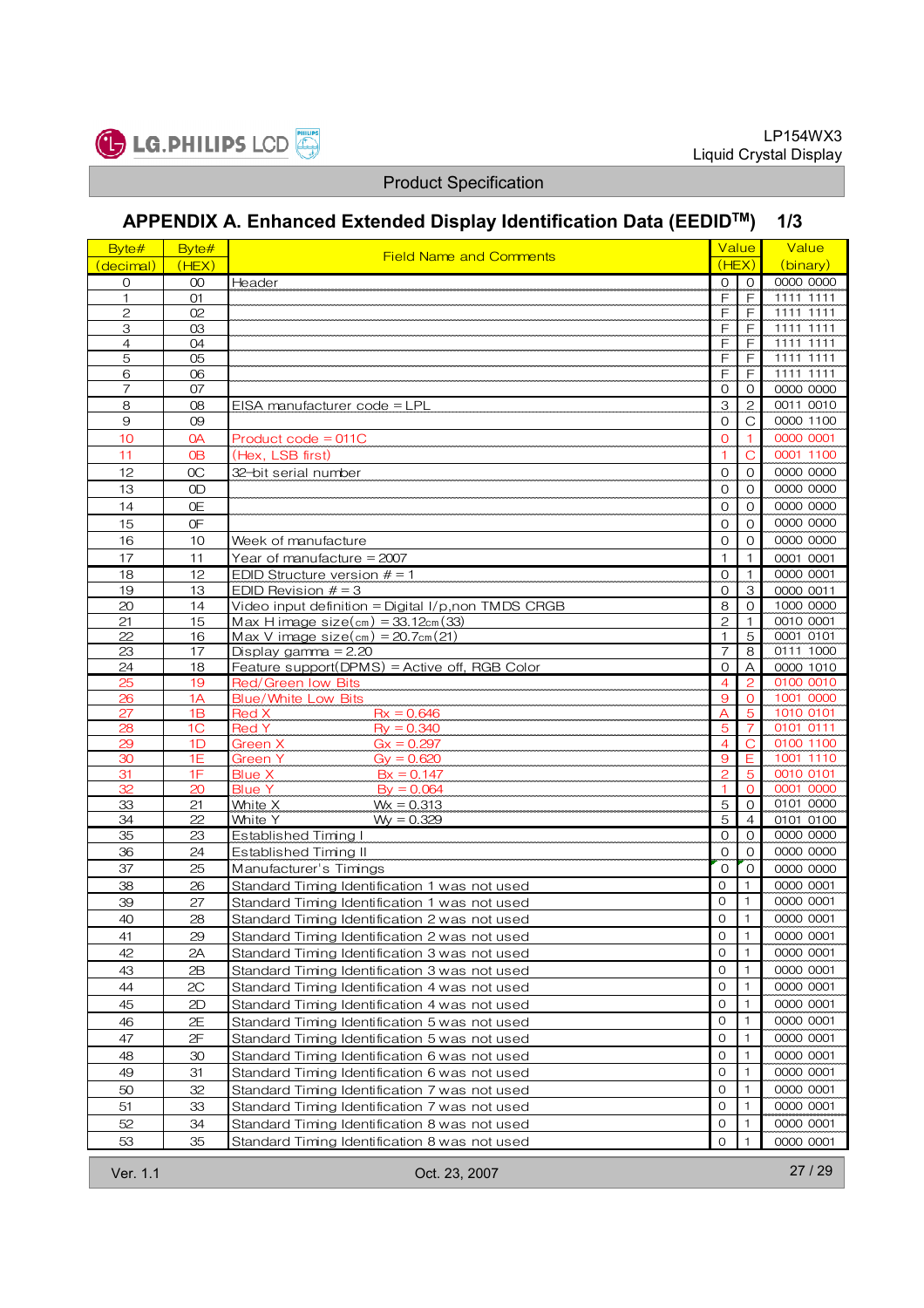## APPENDIX A. Enhanced Extended Display Identification Data (EEDID[TM]) 1/3

| Byte# (decimal) | Byte# (HEX) | Field Name and Comments | Value (HEX) | | Value (binary) |
|---|---|---|---|---|---|
| 0 | 00 | Header | 0 | 0 | 0000 0000 |
| 1 | 01 | | F | F | 1111 1111 |
| 2 | 02 | | F | F | 1111 1111 |
| 3 | 03 | | F | F | 1111 1111 |
| 4 | 04 | | F | F | 1111 1111 |
| 5 | 05 | | F | F | 1111 1111 |
| 6 | 06 | | F | F | 1111 1111 |
| 7 | 07 | | 0 | 0 | 0000 0000 |
| 8 | 08 | EISA manufacturer code = LPL | 3 | 2 | 0011 0010 |
| 9 | 09 | | 0 | C | 0000 1100 |
| 10 | 0A | Product code = 011C | 0 | 1 | 0000 0001 |
| 11 | 0B | (Hex, LSB first) | 1 | C | 0001 1100 |
| 12 | 0C | 32-bit serial number | 0 | 0 | 0000 0000 |
| 13 | 0D | | 0 | 0 | 0000 0000 |
| 14 | 0E | | 0 | 0 | 0000 0000 |
| 15 | 0F | | 0 | 0 | 0000 0000 |
| 16 | 10 | Week of manufacture | 0 | 0 | 0000 0000 |
| 17 | 11 | Year of manufacture = 2007 | 1 | 1 | 0001 0001 |
| 18 | 12 | EDID Structure version # = 1 | 0 | 1 | 0000 0001 |
| 19 | 13 | EDID Revision # = 3 | 0 | 3 | 0000 0011 |
| 20 | 14 | Video input definition = Digital I/p,non TMDS CRGB | 8 | 0 | 1000 0000 |
| 21 | 15 | Max H image size(cm) = 33.12cm(33) | 2 | 1 | 0010 0001 |
| 22 | 16 | Max V image size(cm) = 20.7cm(21) | 1 | 5 | 0001 0101 |
| 23 | 17 | Display gamma = 2.20 | 7 | 8 | 0111 1000 |
| 24 | 18 | Feature support(DPMS) = Active off, RGB Color | 0 | A | 0000 1010 |
| 25 | 19 | Red/Green low Bits | 4 | 2 | 0100 0010 |
| 26 | 1A | Blue/White Low Bits | 9 | 0 | 1001 0000 |
| 27 | 1B | Red X    Rx = 0.646 | A | 5 | 1010 0101 |
| 28 | 1C | Red Y    Ry = 0.340 | 5 | 7 | 0101 0111 |
| 29 | 1D | Green X    Gx = 0.297 | 4 | C | 0100 1100 |
| 30 | 1E | Green Y    Gy = 0.620 | 9 | E | 1001 1110 |
| 31 | 1F | Blue X    Bx = 0.147 | 2 | 5 | 0010 0101 |
| 32 | 20 | Blue Y    By = 0.064 | 1 | 0 | 0001 0000 |
| 33 | 21 | White X    Wx = 0.313 | 5 | 0 | 0101 0000 |
| 34 | 22 | White Y    Wy = 0.329 | 5 | 4 | 0101 0100 |
| 35 | 23 | Established Timing I | 0 | 0 | 0000 0000 |
| 36 | 24 | Established Timing II | 0 | 0 | 0000 0000 |
| 37 | 25 | Manufacturer's Timings | 0 | 0 | 0000 0000 |
| 38 | 26 | Standard Timing Identification 1 was not used | 0 | 1 | 0000 0001 |
| 39 | 27 | Standard Timing Identification 1 was not used | 0 | 1 | 0000 0001 |
| 40 | 28 | Standard Timing Identification 2 was not used | 0 | 1 | 0000 0001 |
| 41 | 29 | Standard Timing Identification 2 was not used | 0 | 1 | 0000 0001 |
| 42 | 2A | Standard Timing Identification 3 was not used | 0 | 1 | 0000 0001 |
| 43 | 2B | Standard Timing Identification 3 was not used | 0 | 1 | 0000 0001 |
| 44 | 2C | Standard Timing Identification 4 was not used | 0 | 1 | 0000 0001 |
| 45 | 2D | Standard Timing Identification 4 was not used | 0 | 1 | 0000 0001 |
| 46 | 2E | Standard Timing Identification 5 was not used | 0 | 1 | 0000 0001 |
| 47 | 2F | Standard Timing Identification 5 was not used | 0 | 1 | 0000 0001 |
| 48 | 30 | Standard Timing Identification 6 was not used | 0 | 1 | 0000 0001 |
| 49 | 31 | Standard Timing Identification 6 was not used | 0 | 1 | 0000 0001 |
| 50 | 32 | Standard Timing Identification 7 was not used | 0 | 1 | 0000 0001 |
| 51 | 33 | Standard Timing Identification 7 was not used | 0 | 1 | 0000 0001 |
| 52 | 34 | Standard Timing Identification 8 was not used | 0 | 1 | 0000 0001 |
| 53 | 35 | Standard Timing Identification 8 was not used | 0 | 1 | 0000 0001 |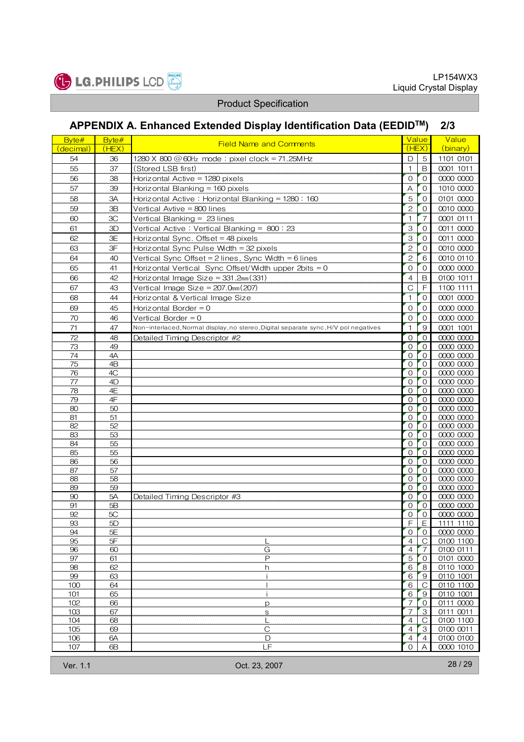## APPENDIX A. Enhanced Extended Display Identification Data (EEDID[TM]) 2/3

| Byte# (decimal) | Byte# (HEX) | Field Name and Comments | Value (HEX) | | Value (binary) |
|---|---|---|---|---|---|
| 54 | 36 | 1280 X 800 @ 60Hz mode : pixel clock = 71.25MHz | D | 5 | 1101 0101 |
| 55 | 37 | (Stored LSB first) | 1 | B | 0001 1011 |
| 56 | 38 | Horizontal Active = 1280 pixels | 0 | 0 | 0000 0000 |
| 57 | 39 | Horizontal Blanking = 160 pixels | A | 0 | 1010 0000 |
| 58 | 3A | Horizontal Active : Horizontal Blanking = 1280 : 160 | 5 | 0 | 0101 0000 |
| 59 | 3B | Vertical Avtive = 800 lines | 2 | 0 | 0010 0000 |
| 60 | 3C | Vertical Blanking = 23 lines | 1 | 7 | 0001 0111 |
| 61 | 3D | Vertical Active : Vertical Blanking = 800 : 23 | 3 | 0 | 0011 0000 |
| 62 | 3E | Horizontal Sync. Offset = 48 pixels | 3 | 0 | 0011 0000 |
| 63 | 3F | Horizontal Sync Pulse Width = 32 pixels | 2 | 0 | 0010 0000 |
| 64 | 40 | Vertical Sync Offset = 2 lines, Sync Width = 6 lines | 2 | 6 | 0010 0110 |
| 65 | 41 | Horizontal Vertical Sync Offset/Width upper 2bits = 0 | 0 | 0 | 0000 0000 |
| 66 | 42 | Horizontal Image Size = 331.2mm(331) | 4 | B | 0100 1011 |
| 67 | 43 | Vertical Image Size = 207.0mm(207) | C | F | 1100 1111 |
| 68 | 44 | Horizontal & Vertical Image Size | 1 | 0 | 0001 0000 |
| 69 | 45 | Horizontal Border = 0 | 0 | 0 | 0000 0000 |
| 70 | 46 | Vertical Border = 0 | 0 | 0 | 0000 0000 |
| 71 | 47 | Non-interlaced,Normal display,no stereo,Digital separate sync,H/V pol negatives | 1 | 9 | 0001 1001 |
| 72 | 48 | Detailed Timing Descriptor #2 | 0 | 0 | 0000 0000 |
| 73 | 49 | | 0 | 0 | 0000 0000 |
| 74 | 4A | | 0 | 0 | 0000 0000 |
| 75 | 4B | | 0 | 0 | 0000 0000 |
| 76 | 4C | | 0 | 0 | 0000 0000 |
| 77 | 4D | | 0 | 0 | 0000 0000 |
| 78 | 4E | | 0 | 0 | 0000 0000 |
| 79 | 4F | | 0 | 0 | 0000 0000 |
| 80 | 50 | | 0 | 0 | 0000 0000 |
| 81 | 51 | | 0 | 0 | 0000 0000 |
| 82 | 52 | | 0 | 0 | 0000 0000 |
| 83 | 53 | | 0 | 0 | 0000 0000 |
| 84 | 55 | | 0 | 0 | 0000 0000 |
| 85 | 55 | | 0 | 0 | 0000 0000 |
| 86 | 56 | | 0 | 0 | 0000 0000 |
| 87 | 57 | | 0 | 0 | 0000 0000 |
| 88 | 58 | | 0 | 0 | 0000 0000 |
| 89 | 59 | | 0 | 0 | 0000 0000 |
| 90 | 5A | Detailed Timing Descriptor #3 | 0 | 0 | 0000 0000 |
| 91 | 5B | | 0 | 0 | 0000 0000 |
| 92 | 5C | | 0 | 0 | 0000 0000 |
| 93 | 5D | | F | E | 1111 1110 |
| 94 | 5E | | 0 | 0 | 0000 0000 |
| 95 | 5F | L | 4 | C | 0100 1100 |
| 96 | 60 | G | 4 | 7 | 0100 0111 |
| 97 | 61 | P | 5 | 0 | 0101 0000 |
| 98 | 62 | h | 6 | 8 | 0110 1000 |
| 99 | 63 | i | 6 | 9 | 0110 1001 |
| 100 | 64 | l | 6 | C | 0110 1100 |
| 101 | 65 | i | 6 | 9 | 0110 1001 |
| 102 | 66 | p | 7 | 0 | 0111 0000 |
| 103 | 67 | s | 7 | 3 | 0111 0011 |
| 104 | 68 | L | 4 | C | 0100 1100 |
| 105 | 69 | C | 4 | 3 | 0100 0011 |
| 106 | 6A | D | 4 | 4 | 0100 0100 |
| 107 | 6B | LF | 0 | A | 0000 1010 |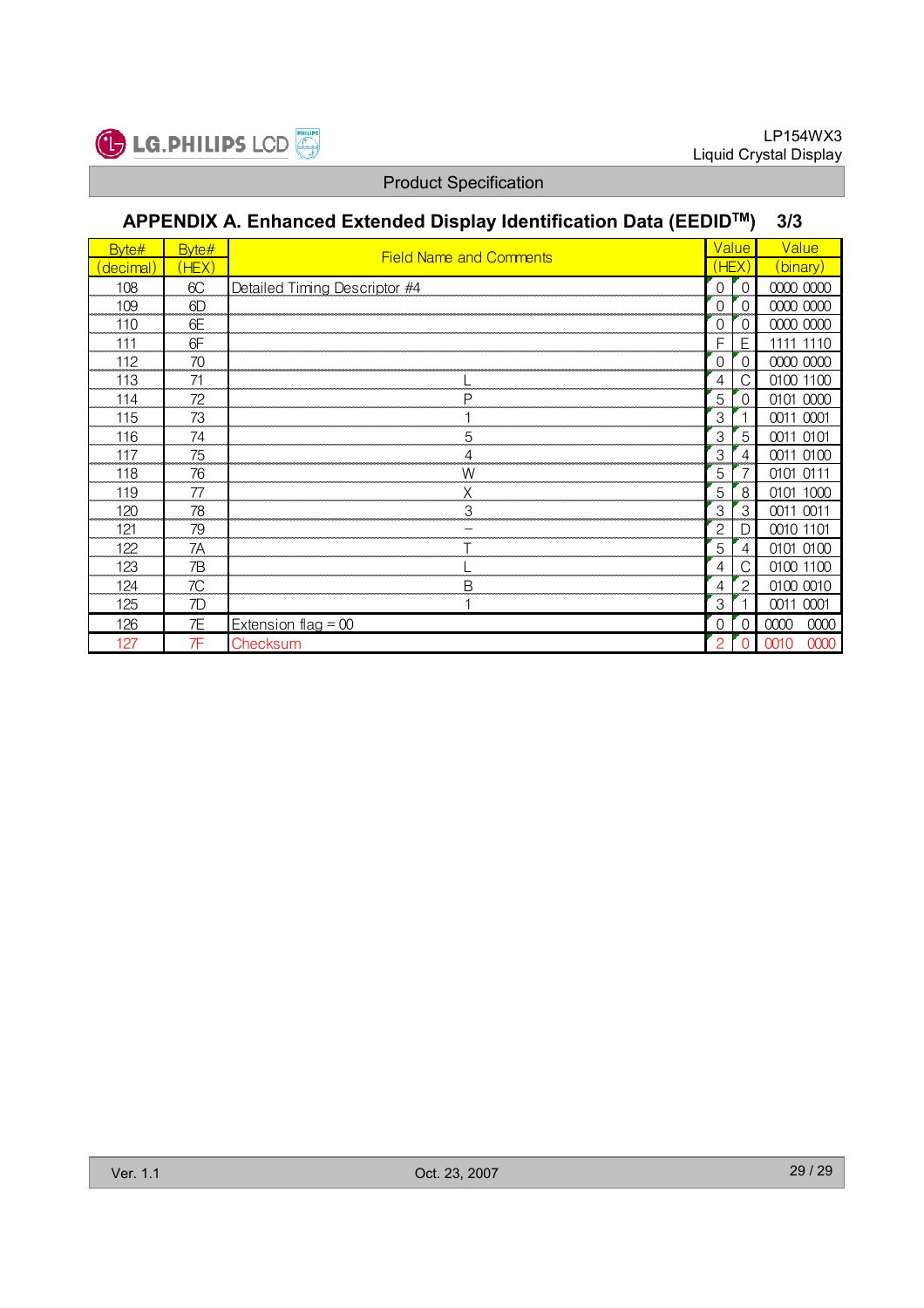## APPENDIX A. Enhanced Extended Display Identification Data (EEDID™) 3/3

| Byte# (decimal) | Byte# (HEX) | Field Name and Comments | Value (HEX) | | Value (binary) |
|---|---|---|---|---|---|
| 108 | 6C | Detailed Timing Descriptor #4 | 0 | 0 | 0000 0000 |
| 109 | 6D | | 0 | 0 | 0000 0000 |
| 110 | 6E | | 0 | 0 | 0000 0000 |
| 111 | 6F | | F | E | 1111 1110 |
| 112 | 70 | | 0 | 0 | 0000 0000 |
| 113 | 71 | L | 4 | C | 0100 1100 |
| 114 | 72 | P | 5 | 0 | 0101 0000 |
| 115 | 73 | 1 | 3 | 1 | 0011 0001 |
| 116 | 74 | 5 | 3 | 5 | 0011 0101 |
| 117 | 75 | 4 | 3 | 4 | 0011 0100 |
| 118 | 76 | W | 5 | 7 | 0101 0111 |
| 119 | 77 | X | 5 | 8 | 0101 1000 |
| 120 | 78 | 3 | 3 | 3 | 0011 0011 |
| 121 | 79 | – | 2 | D | 0010 1101 |
| 122 | 7A | T | 5 | 4 | 0101 0100 |
| 123 | 7B | L | 4 | C | 0100 1100 |
| 124 | 7C | B | 4 | 2 | 0100 0010 |
| 125 | 7D | 1 | 3 | 1 | 0011 0001 |
| 126 | 7E | Extension flag = 00 | 0 | 0 | 0000 0000 |
| 127 | 7F | Checksum | 2 | 0 | 0010 0000 |